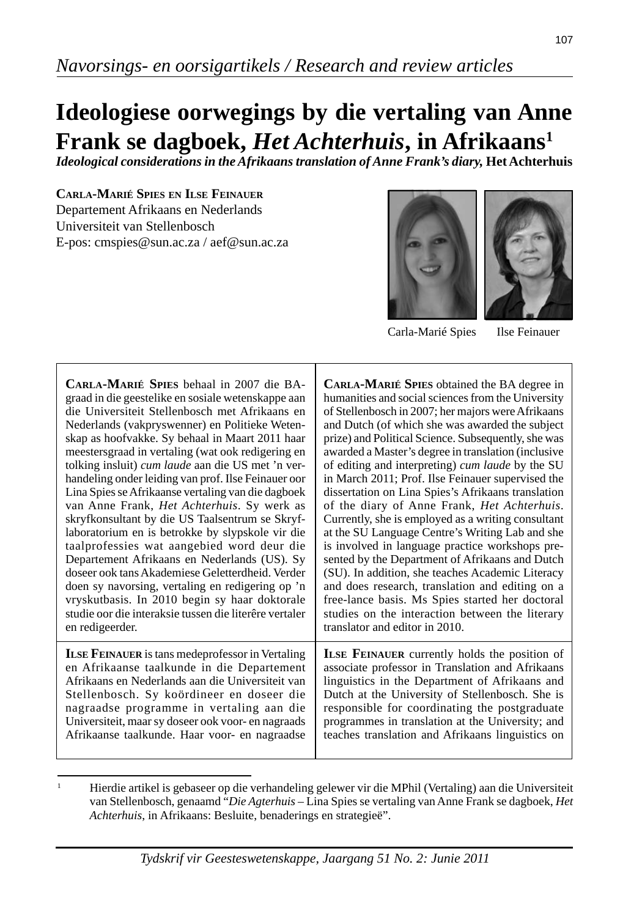*Navorsings- en oorsigartikels / Research and review articles*

# Ideologiese oorwegings by die vertaling van Anne Frank se dagboek, *Het Achterhuis*, in Afrikaans[1]

***Ideological considerations in the Afrikaans translation of Anne Frank's diary,* Het Achterhuis**

**Carla-Marié Spies en Ilse Feinauer**
Departement Afrikaans en Nederlands
Universiteit van Stellenbosch
E-pos: cmspies@sun.ac.za / aef@sun.ac.za

Carla-Marié Spies    Ilse Feinauer

**Carla-Marié Spies** behaal in 2007 die BA-graad in die geestelike en sosiale wetenskappe aan die Universiteit Stellenbosch met Afrikaans en Nederlands (vakpryswenner) en Politieke Wetenskap as hoofvakke. Sy behaal in Maart 2011 haar meestersgraad in vertaling (wat ook redigering en tolking insluit) *cum laude* aan die US met 'n verhandeling onder leiding van prof. Ilse Feinauer oor Lina Spies se Afrikaanse vertaling van die dagboek van Anne Frank, *Het Achterhuis*. Sy werk as skryfkonsultant by die US Taalsentrum se Skryflaboratorium en is betrokke by slypskole vir die taalprofessies wat aangebied word deur die Departement Afrikaans en Nederlands (US). Sy doseer ook tans Akademiese Geletterdheid. Verder doen sy navorsing, vertaling en redigering op 'n vryskutbasis. In 2010 begin sy haar doktorale studie oor die interaksie tussen die literêre vertaler en redigeerder.

**Carla-Marié Spies** obtained the BA degree in humanities and social sciences from the University of Stellenbosch in 2007; her majors were Afrikaans and Dutch (of which she was awarded the subject prize) and Political Science. Subsequently, she was awarded a Master's degree in translation (inclusive of editing and interpreting) *cum laude* by the SU in March 2011; Prof. Ilse Feinauer supervised the dissertation on Lina Spies's Afrikaans translation of the diary of Anne Frank, *Het Achterhuis*. Currently, she is employed as a writing consultant at the SU Language Centre's Writing Lab and she is involved in language practice workshops presented by the Department of Afrikaans and Dutch (SU). In addition, she teaches Academic Literacy and does research, translation and editing on a free-lance basis. Ms Spies started her doctoral studies on the interaction between the literary translator and editor in 2010.

**Ilse Feinauer** is tans medeprofessor in Vertaling en Afrikaanse taalkunde in die Departement Afrikaans en Nederlands aan die Universiteit van Stellenbosch. Sy koördineer en doseer die nagraadse programme in vertaling aan die Universiteit, maar sy doseer ook voor- en nagraads Afrikaanse taalkunde. Haar voor- en nagraadse

**Ilse Feinauer** currently holds the position of associate professor in Translation and Afrikaans linguistics in the Department of Afrikaans and Dutch at the University of Stellenbosch. She is responsible for coordinating the postgraduate programmes in translation at the University; and teaches translation and Afrikaans linguistics on

---

[1] Hierdie artikel is gebaseer op die verhandeling gelewer vir die MPhil (Vertaling) aan die Universiteit van Stellenbosch, genaamd "*Die Agterhuis* – Lina Spies se vertaling van Anne Frank se dagboek, *Het Achterhuis*, in Afrikaans: Besluite, benaderings en strategieë".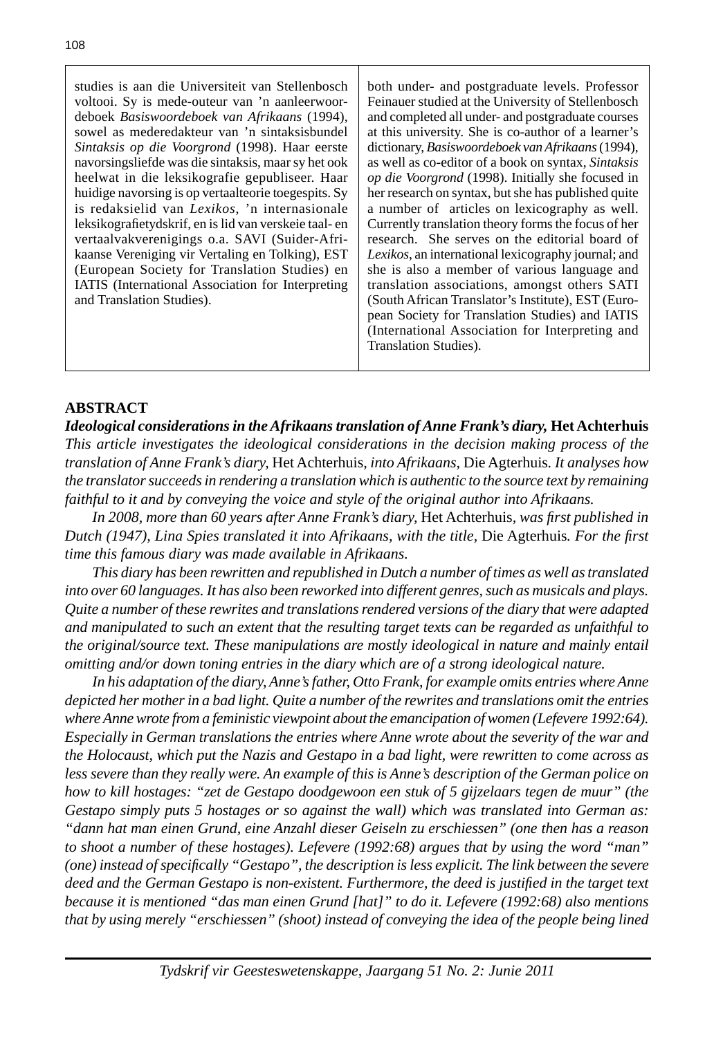studies is aan die Universiteit van Stellenbosch voltooi. Sy is mede-outeur van 'n aanleerwoordeboek *Basiswoordeboek van Afrikaans* (1994), sowel as mederedakteur van 'n sintaksisbundel *Sintaksis op die Voorgrond* (1998). Haar eerste navorsingsliefde was die sintaksis, maar sy het ook heelwat in die leksikografie gepubliseer. Haar huidige navorsing is op vertaalteorie toegespits. Sy is redaksielid van *Lexikos*, 'n internasionale leksikografietydskrif, en is lid van verskeie taal- en vertaalvakverenigings o.a. SAVI (Suider-Afrikaanse Vereniging vir Vertaling en Tolking), EST (European Society for Translation Studies) en IATIS (International Association for Interpreting and Translation Studies).

both under- and postgraduate levels. Professor Feinauer studied at the University of Stellenbosch and completed all under- and postgraduate courses at this university. She is co-author of a learner's dictionary, *Basiswoordeboek van Afrikaans* (1994), as well as co-editor of a book on syntax, *Sintaksis op die Voorgrond* (1998). Initially she focused in her research on syntax, but she has published quite a number of articles on lexicography as well. Currently translation theory forms the focus of her research. She serves on the editorial board of *Lexikos*, an international lexicography journal; and she is also a member of various language and translation associations, amongst others SATI (South African Translator's Institute), EST (European Society for Translation Studies) and IATIS (International Association for Interpreting and Translation Studies).

## ABSTRACT

***Ideological considerations in the Afrikaans translation of Anne Frank's diary,* Het Achterhuis**

*This article investigates the ideological considerations in the decision making process of the translation of Anne Frank's diary,* Het Achterhuis*, into Afrikaans,* Die Agterhuis*. It analyses how the translator succeeds in rendering a translation which is authentic to the source text by remaining faithful to it and by conveying the voice and style of the original author into Afrikaans.*

*In 2008, more than 60 years after Anne Frank's diary,* Het Achterhuis*, was first published in Dutch (1947), Lina Spies translated it into Afrikaans, with the title,* Die Agterhuis*. For the first time this famous diary was made available in Afrikaans.*

*This diary has been rewritten and republished in Dutch a number of times as well as translated into over 60 languages. It has also been reworked into different genres, such as musicals and plays. Quite a number of these rewrites and translations rendered versions of the diary that were adapted and manipulated to such an extent that the resulting target texts can be regarded as unfaithful to the original/source text. These manipulations are mostly ideological in nature and mainly entail omitting and/or down toning entries in the diary which are of a strong ideological nature.*

*In his adaptation of the diary, Anne's father, Otto Frank, for example omits entries where Anne depicted her mother in a bad light. Quite a number of the rewrites and translations omit the entries where Anne wrote from a feministic viewpoint about the emancipation of women (Lefevere 1992:64). Especially in German translations the entries where Anne wrote about the severity of the war and the Holocaust, which put the Nazis and Gestapo in a bad light, were rewritten to come across as less severe than they really were. An example of this is Anne's description of the German police on how to kill hostages: "zet de Gestapo doodgewoon een stuk of 5 gijzelaars tegen de muur" (the Gestapo simply puts 5 hostages or so against the wall) which was translated into German as: "dann hat man einen Grund, eine Anzahl dieser Geiseln zu erschiessen" (one then has a reason to shoot a number of these hostages). Lefevere (1992:68) argues that by using the word "man" (one) instead of specifically "Gestapo", the description is less explicit. The link between the severe deed and the German Gestapo is non-existent. Furthermore, the deed is justified in the target text because it is mentioned "das man einen Grund [hat]" to do it. Lefevere (1992:68) also mentions that by using merely "erschiessen" (shoot) instead of conveying the idea of the people being lined*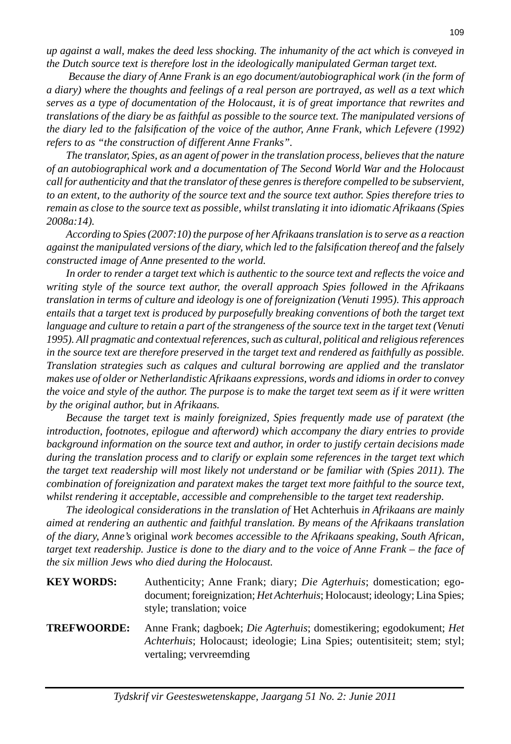*up against a wall, makes the deed less shocking. The inhumanity of the act which is conveyed in the Dutch source text is therefore lost in the ideologically manipulated German target text.*

*Because the diary of Anne Frank is an ego document/autobiographical work (in the form of a diary) where the thoughts and feelings of a real person are portrayed, as well as a text which serves as a type of documentation of the Holocaust, it is of great importance that rewrites and translations of the diary be as faithful as possible to the source text. The manipulated versions of the diary led to the falsification of the voice of the author, Anne Frank, which Lefevere (1992) refers to as "the construction of different Anne Franks".*

*The translator, Spies, as an agent of power in the translation process, believes that the nature of an autobiographical work and a documentation of The Second World War and the Holocaust call for authenticity and that the translator of these genres is therefore compelled to be subservient, to an extent, to the authority of the source text and the source text author. Spies therefore tries to remain as close to the source text as possible, whilst translating it into idiomatic Afrikaans (Spies 2008a:14).*

*According to Spies (2007:10) the purpose of her Afrikaans translation is to serve as a reaction against the manipulated versions of the diary, which led to the falsification thereof and the falsely constructed image of Anne presented to the world.*

*In order to render a target text which is authentic to the source text and reflects the voice and writing style of the source text author, the overall approach Spies followed in the Afrikaans translation in terms of culture and ideology is one of foreignization (Venuti 1995). This approach entails that a target text is produced by purposefully breaking conventions of both the target text language and culture to retain a part of the strangeness of the source text in the target text (Venuti 1995). All pragmatic and contextual references, such as cultural, political and religious references in the source text are therefore preserved in the target text and rendered as faithfully as possible. Translation strategies such as calques and cultural borrowing are applied and the translator makes use of older or Netherlandistic Afrikaans expressions, words and idioms in order to convey the voice and style of the author. The purpose is to make the target text seem as if it were written by the original author, but in Afrikaans.*

*Because the target text is mainly foreignized, Spies frequently made use of paratext (the introduction, footnotes, epilogue and afterword) which accompany the diary entries to provide background information on the source text and author, in order to justify certain decisions made during the translation process and to clarify or explain some references in the target text which the target text readership will most likely not understand or be familiar with (Spies 2011). The combination of foreignization and paratext makes the target text more faithful to the source text, whilst rendering it acceptable, accessible and comprehensible to the target text readership.*

*The ideological considerations in the translation of* Het Achterhuis *in Afrikaans are mainly aimed at rendering an authentic and faithful translation. By means of the Afrikaans translation of the diary, Anne's* original *work becomes accessible to the Afrikaans speaking, South African, target text readership. Justice is done to the diary and to the voice of Anne Frank – the face of the six million Jews who died during the Holocaust.*

**KEY WORDS:** Authenticity; Anne Frank; diary; *Die Agterhuis*; domestication; ego-document; foreignization; *Het Achterhuis*; Holocaust; ideology; Lina Spies; style; translation; voice

**TREFWOORDE:** Anne Frank; dagboek; *Die Agterhuis*; domestikering; egodokument; *Het Achterhuis*; Holocaust; ideologie; Lina Spies; outentisiteit; stem; styl; vertaling; vervreemding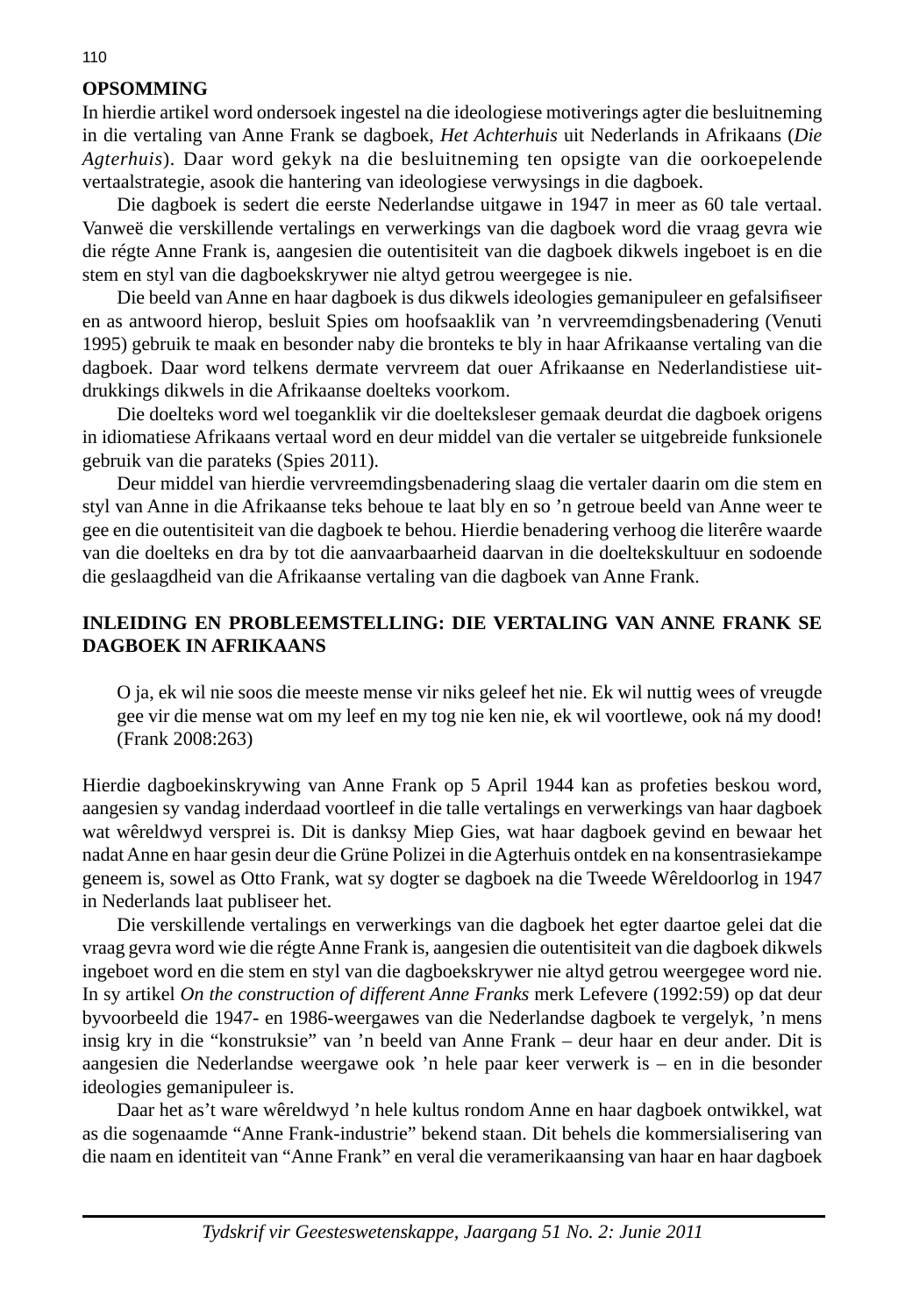## OPSOMMING

In hierdie artikel word ondersoek ingestel na die ideologiese motiverings agter die besluitneming in die vertaling van Anne Frank se dagboek, *Het Achterhuis* uit Nederlands in Afrikaans (*Die Agterhuis*). Daar word gekyk na die besluitneming ten opsigte van die oorkoepelende vertaalstrategie, asook die hantering van ideologiese verwysings in die dagboek.

Die dagboek is sedert die eerste Nederlandse uitgawe in 1947 in meer as 60 tale vertaal. Vanweë die verskillende vertalings en verwerkings van die dagboek word die vraag gevra wie die régte Anne Frank is, aangesien die outentisiteit van die dagboek dikwels ingeboet is en die stem en styl van die dagboekskrywer nie altyd getrou weergegee is nie.

Die beeld van Anne en haar dagboek is dus dikwels ideologies gemanipuleer en gefalsifiseer en as antwoord hierop, besluit Spies om hoofsaaklik van 'n vervreemdingsbenadering (Venuti 1995) gebruik te maak en besonder naby die bronteks te bly in haar Afrikaanse vertaling van die dagboek. Daar word telkens dermate vervreem dat ouer Afrikaanse en Nederlandistiese uitdrukkings dikwels in die Afrikaanse doelteks voorkom.

Die doelteks word wel toeganklik vir die doelteksleser gemaak deurdat die dagboek origens in idiomatiese Afrikaans vertaal word en deur middel van die vertaler se uitgebreide funksionele gebruik van die parateks (Spies 2011).

Deur middel van hierdie vervreemdingsbenadering slaag die vertaler daarin om die stem en styl van Anne in die Afrikaanse teks behoue te laat bly en so 'n getroue beeld van Anne weer te gee en die outentisiteit van die dagboek te behou. Hierdie benadering verhoog die literêre waarde van die doelteks en dra by tot die aanvaarbaarheid daarvan in die doeltekskultuur en sodoende die geslaagdheid van die Afrikaanse vertaling van die dagboek van Anne Frank.

## INLEIDING EN PROBLEEMSTELLING: DIE VERTALING VAN ANNE FRANK SE DAGBOEK IN AFRIKAANS

> O ja, ek wil nie soos die meeste mense vir niks geleef het nie. Ek wil nuttig wees of vreugde gee vir die mense wat om my leef en my tog nie ken nie, ek wil voortlewe, ook ná my dood! (Frank 2008:263)

Hierdie dagboekinskrywing van Anne Frank op 5 April 1944 kan as profeties beskou word, aangesien sy vandag inderdaad voortleef in die talle vertalings en verwerkings van haar dagboek wat wêreldwyd versprei is. Dit is danksy Miep Gies, wat haar dagboek gevind en bewaar het nadat Anne en haar gesin deur die Grüne Polizei in die Agterhuis ontdek en na konsentrasiekampe geneem is, sowel as Otto Frank, wat sy dogter se dagboek na die Tweede Wêreldoorlog in 1947 in Nederlands laat publiseer het.

Die verskillende vertalings en verwerkings van die dagboek het egter daartoe gelei dat die vraag gevra word wie die régte Anne Frank is, aangesien die outentisiteit van die dagboek dikwels ingeboet word en die stem en styl van die dagboekskrywer nie altyd getrou weergegee word nie. In sy artikel *On the construction of different Anne Franks* merk Lefevere (1992:59) op dat deur byvoorbeeld die 1947- en 1986-weergawes van die Nederlandse dagboek te vergelyk, 'n mens insig kry in die "konstruksie" van 'n beeld van Anne Frank – deur haar en deur ander. Dit is aangesien die Nederlandse weergawe ook 'n hele paar keer verwerk is – en in die besonder ideologies gemanipuleer is.

Daar het as't ware wêreldwyd 'n hele kultus rondom Anne en haar dagboek ontwikkel, wat as die sogenaamde "Anne Frank-industrie" bekend staan. Dit behels die kommersialisering van die naam en identiteit van "Anne Frank" en veral die veramerikaansing van haar en haar dagboek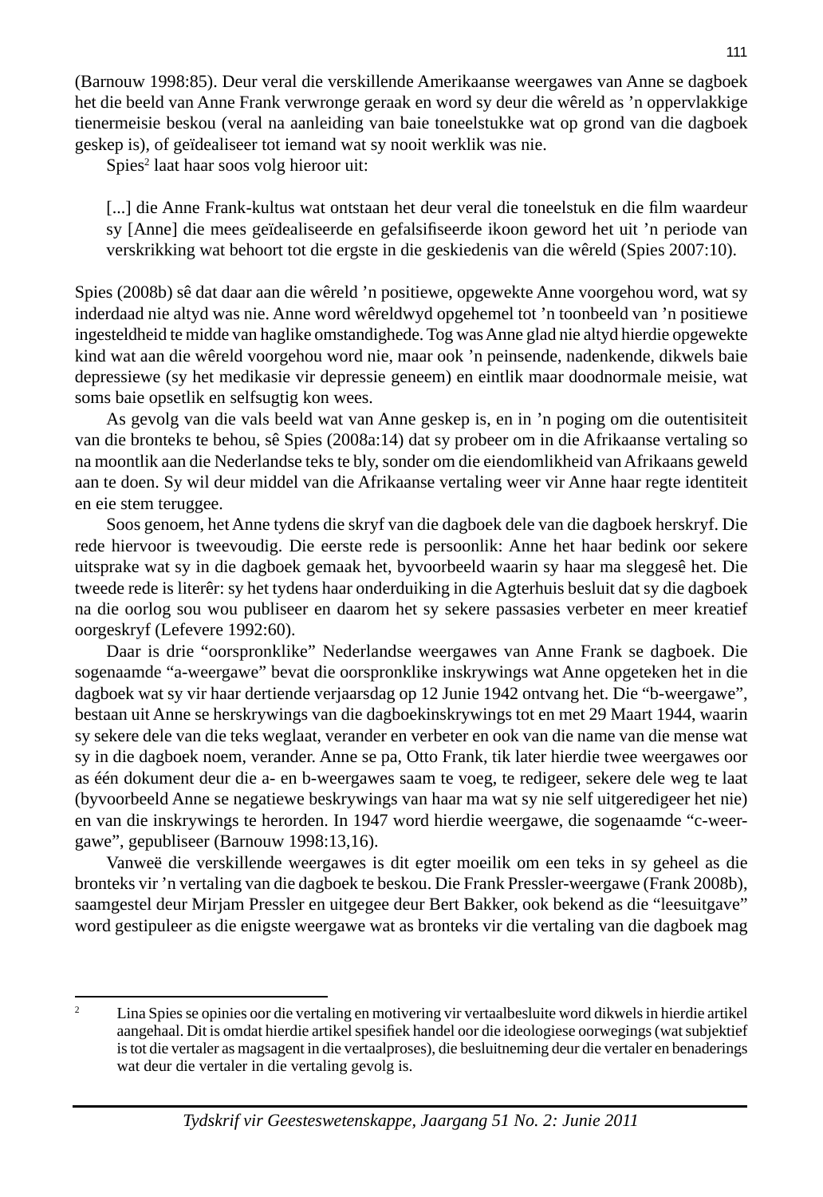(Barnouw 1998:85). Deur veral die verskillende Amerikaanse weergawes van Anne se dagboek het die beeld van Anne Frank verwronge geraak en word sy deur die wêreld as 'n oppervlakkige tienermeisie beskou (veral na aanleiding van baie toneelstukke wat op grond van die dagboek geskep is), of geïdealiseer tot iemand wat sy nooit werklik was nie.

Spies[2] laat haar soos volg hieroor uit:

> [...] die Anne Frank-kultus wat ontstaan het deur veral die toneelstuk en die film waardeur sy [Anne] die mees geïdealiseerde en gefalsifiseerde ikoon geword het uit 'n periode van verskrikking wat behoort tot die ergste in die geskiedenis van die wêreld (Spies 2007:10).

Spies (2008b) sê dat daar aan die wêreld 'n positiewe, opgewekte Anne voorgehou word, wat sy inderdaad nie altyd was nie. Anne word wêreldwyd opgehemel tot 'n toonbeeld van 'n positiewe ingesteldheid te midde van haglike omstandighede. Tog was Anne glad nie altyd hierdie opgewekte kind wat aan die wêreld voorgehou word nie, maar ook 'n peinsende, nadenkende, dikwels baie depressiewe (sy het medikasie vir depressie geneem) en eintlik maar doodnormale meisie, wat soms baie opsetlik en selfsugtig kon wees.

As gevolg van die vals beeld wat van Anne geskep is, en in 'n poging om die outentisiteit van die bronteks te behou, sê Spies (2008a:14) dat sy probeer om in die Afrikaanse vertaling so na moontlik aan die Nederlandse teks te bly, sonder om die eiendomlikheid van Afrikaans geweld aan te doen. Sy wil deur middel van die Afrikaanse vertaling weer vir Anne haar regte identiteit en eie stem teruggee.

Soos genoem, het Anne tydens die skryf van die dagboek dele van die dagboek herskryf. Die rede hiervoor is tweevoudig. Die eerste rede is persoonlik: Anne het haar bedink oor sekere uitsprake wat sy in die dagboek gemaak het, byvoorbeeld waarin sy haar ma sleggesê het. Die tweede rede is literêr: sy het tydens haar onderduiking in die Agterhuis besluit dat sy die dagboek na die oorlog sou wou publiseer en daarom het sy sekere passasies verbeter en meer kreatief oorgeskryf (Lefevere 1992:60).

Daar is drie "oorspronklike" Nederlandse weergawes van Anne Frank se dagboek. Die sogenaamde "a-weergawe" bevat die oorspronklike inskrywings wat Anne opgeteken het in die dagboek wat sy vir haar dertiende verjaarsdag op 12 Junie 1942 ontvang het. Die "b-weergawe", bestaan uit Anne se herskrywings van die dagboekinskrywings tot en met 29 Maart 1944, waarin sy sekere dele van die teks weglaat, verander en verbeter en ook van die name van die mense wat sy in die dagboek noem, verander. Anne se pa, Otto Frank, tik later hierdie twee weergawes oor as één dokument deur die a- en b-weergawes saam te voeg, te redigeer, sekere dele weg te laat (byvoorbeeld Anne se negatiewe beskrywings van haar ma wat sy nie self uitgeredigeer het nie) en van die inskrywings te herorden. In 1947 word hierdie weergawe, die sogenaamde "c-weergawe", gepubliseer (Barnouw 1998:13,16).

Vanweë die verskillende weergawes is dit egter moeilik om een teks in sy geheel as die bronteks vir 'n vertaling van die dagboek te beskou. Die Frank Pressler-weergawe (Frank 2008b), saamgestel deur Mirjam Pressler en uitgegee deur Bert Bakker, ook bekend as die "leesuitgave" word gestipuleer as die enigste weergawe wat as bronteks vir die vertaling van die dagboek mag

---

[2] Lina Spies se opinies oor die vertaling en motivering vir vertaalbesluite word dikwels in hierdie artikel aangehaal. Dit is omdat hierdie artikel spesifiek handel oor die ideologiese oorwegings (wat subjektief is tot die vertaler as magsagent in die vertaalproses), die besluitneming deur die vertaler en benaderings wat deur die vertaler in die vertaling gevolg is.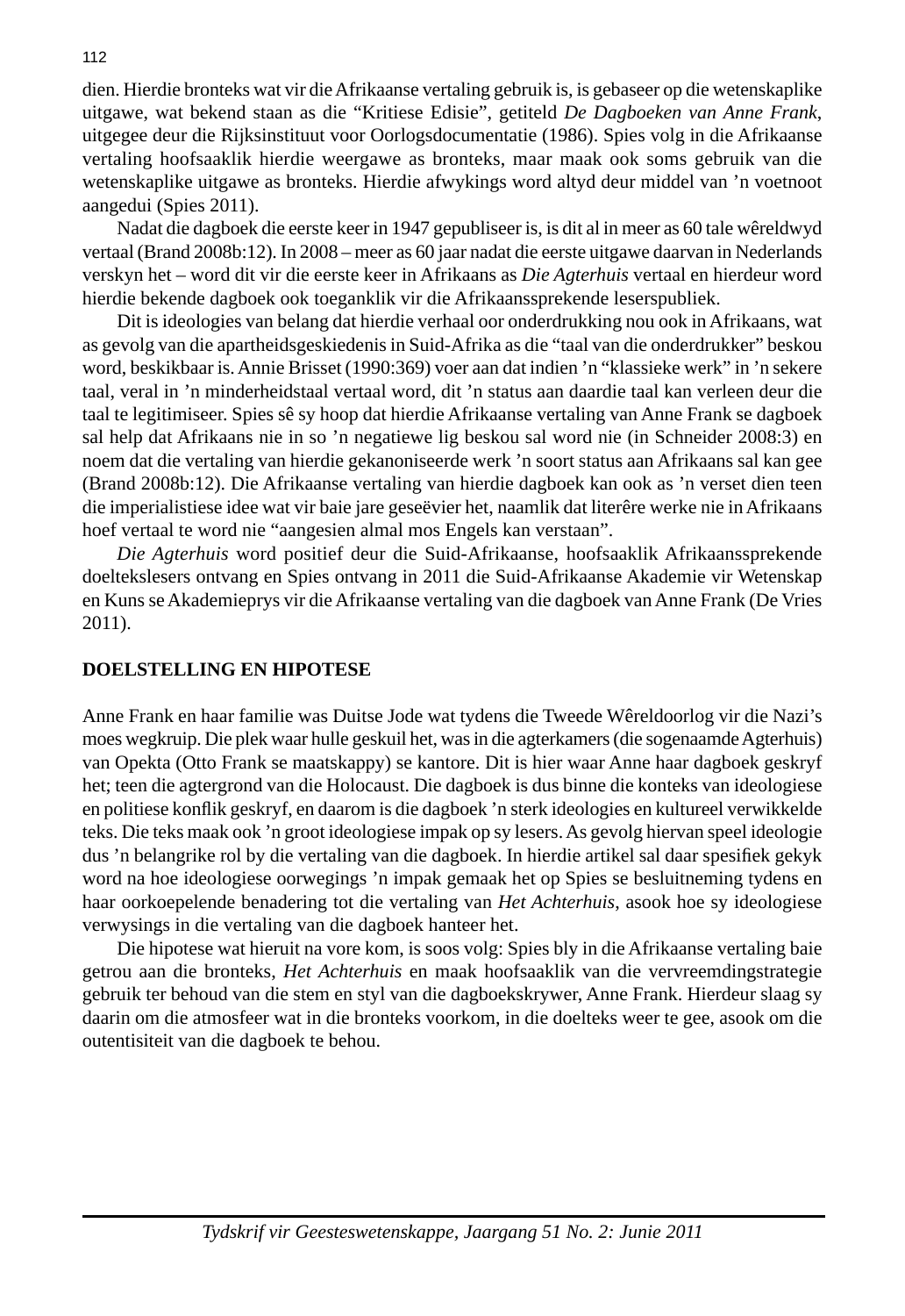dien. Hierdie bronteks wat vir die Afrikaanse vertaling gebruik is, is gebaseer op die wetenskaplike uitgawe, wat bekend staan as die "Kritiese Edisie", getiteld *De Dagboeken van Anne Frank*, uitgegee deur die Rijksinstituut voor Oorlogsdocumentatie (1986). Spies volg in die Afrikaanse vertaling hoofsaaklik hierdie weergawe as bronteks, maar maak ook soms gebruik van die wetenskaplike uitgawe as bronteks. Hierdie afwykings word altyd deur middel van 'n voetnoot aangedui (Spies 2011).

Nadat die dagboek die eerste keer in 1947 gepubliseer is, is dit al in meer as 60 tale wêreldwyd vertaal (Brand 2008b:12). In 2008 – meer as 60 jaar nadat die eerste uitgawe daarvan in Nederlands verskyn het – word dit vir die eerste keer in Afrikaans as *Die Agterhuis* vertaal en hierdeur word hierdie bekende dagboek ook toeganklik vir die Afrikaanssprekende leserspubliek.

Dit is ideologies van belang dat hierdie verhaal oor onderdrukking nou ook in Afrikaans, wat as gevolg van die apartheidsgeskiedenis in Suid-Afrika as die "taal van die onderdrukker" beskou word, beskikbaar is. Annie Brisset (1990:369) voer aan dat indien 'n "klassieke werk" in 'n sekere taal, veral in 'n minderheidstaal vertaal word, dit 'n status aan daardie taal kan verleen deur die taal te legitimiseer. Spies sê sy hoop dat hierdie Afrikaanse vertaling van Anne Frank se dagboek sal help dat Afrikaans nie in so 'n negatiewe lig beskou sal word nie (in Schneider 2008:3) en noem dat die vertaling van hierdie gekanoniseerde werk 'n soort status aan Afrikaans sal kan gee (Brand 2008b:12). Die Afrikaanse vertaling van hierdie dagboek kan ook as 'n verset dien teen die imperialistiese idee wat vir baie jare geseëvier het, naamlik dat literêre werke nie in Afrikaans hoef vertaal te word nie "aangesien almal mos Engels kan verstaan".

*Die Agterhuis* word positief deur die Suid-Afrikaanse, hoofsaaklik Afrikaanssprekende doeltekslesers ontvang en Spies ontvang in 2011 die Suid-Afrikaanse Akademie vir Wetenskap en Kuns se Akademieprys vir die Afrikaanse vertaling van die dagboek van Anne Frank (De Vries 2011).

## DOELSTELLING EN HIPOTESE

Anne Frank en haar familie was Duitse Jode wat tydens die Tweede Wêreldoorlog vir die Nazi's moes wegkruip. Die plek waar hulle geskuil het, was in die agterkamers (die sogenaamde Agterhuis) van Opekta (Otto Frank se maatskappy) se kantore. Dit is hier waar Anne haar dagboek geskryf het; teen die agtergrond van die Holocaust. Die dagboek is dus binne die konteks van ideologiese en politiese konflik geskryf, en daarom is die dagboek 'n sterk ideologies en kultureel verwikkelde teks. Die teks maak ook 'n groot ideologiese impak op sy lesers. As gevolg hiervan speel ideologie dus 'n belangrike rol by die vertaling van die dagboek. In hierdie artikel sal daar spesifiek gekyk word na hoe ideologiese oorwegings 'n impak gemaak het op Spies se besluitneming tydens en haar oorkoepelende benadering tot die vertaling van *Het Achterhuis*, asook hoe sy ideologiese verwysings in die vertaling van die dagboek hanteer het.

Die hipotese wat hieruit na vore kom, is soos volg: Spies bly in die Afrikaanse vertaling baie getrou aan die bronteks, *Het Achterhuis* en maak hoofsaaklik van die vervreemdingstrategie gebruik ter behoud van die stem en styl van die dagboekskrywer, Anne Frank. Hierdeur slaag sy daarin om die atmosfeer wat in die bronteks voorkom, in die doelteks weer te gee, asook om die outentisiteit van die dagboek te behou.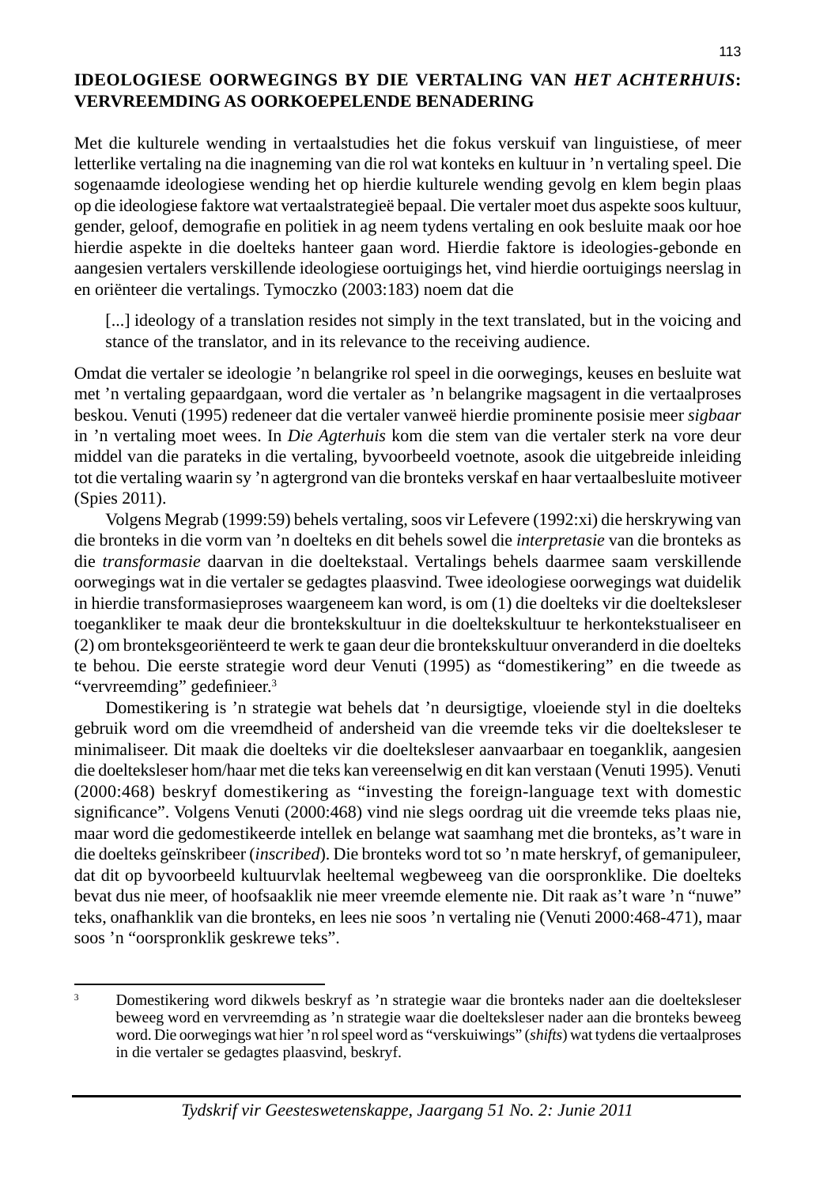## IDEOLOGIESE OORWEGINGS BY DIE VERTALING VAN *HET ACHTERHUIS*: VERVREEMDING AS OORKOEPELENDE BENADERING

Met die kulturele wending in vertaalstudies het die fokus verskuif van linguistiese, of meer letterlike vertaling na die inagneming van die rol wat konteks en kultuur in ’n vertaling speel. Die sogenaamde ideologiese wending het op hierdie kulturele wending gevolg en klem begin plaas op die ideologiese faktore wat vertaalstrategieë bepaal. Die vertaler moet dus aspekte soos kultuur, gender, geloof, demografie en politiek in ag neem tydens vertaling en ook besluite maak oor hoe hierdie aspekte in die doelteks hanteer gaan word. Hierdie faktore is ideologies-gebonde en aangesien vertalers verskillende ideologiese oortuigings het, vind hierdie oortuigings neerslag in en oriënteer die vertalings. Tymoczko (2003:183) noem dat die

> [...] ideology of a translation resides not simply in the text translated, but in the voicing and stance of the translator, and in its relevance to the receiving audience.

Omdat die vertaler se ideologie ’n belangrike rol speel in die oorwegings, keuses en besluite wat met ’n vertaling gepaardgaan, word die vertaler as ’n belangrike magsagent in die vertaalproses beskou. Venuti (1995) redeneer dat die vertaler vanweë hierdie prominente posisie meer *sigbaar* in ’n vertaling moet wees. In *Die Agterhuis* kom die stem van die vertaler sterk na vore deur middel van die parateks in die vertaling, byvoorbeeld voetnote, asook die uitgebreide inleiding tot die vertaling waarin sy ’n agtergrond van die bronteks verskaf en haar vertaalbesluite motiveer (Spies 2011).

Volgens Megrab (1999:59) behels vertaling, soos vir Lefevere (1992:xi) die herskrywing van die bronteks in die vorm van ’n doelteks en dit behels sowel die *interpretasie* van die bronteks as die *transformasie* daarvan in die doeltekstaal. Vertalings behels daarmee saam verskillende oorwegings wat in die vertaler se gedagtes plaasvind. Twee ideologiese oorwegings wat duidelik in hierdie transformasieproses waargeneem kan word, is om (1) die doelteks vir die doelteksleser toeganklíker te maak deur die brontekskultuur in die doelteks­kultuur te herkontekstualiseer en (2) om bronteksgeoriënteerd te werk te gaan deur die brontekskultuur onveranderd in die doelteks te behou. Die eerste strategie word deur Venuti (1995) as “domestikering” en die tweede as “vervreemding” gedefinieer.[3]

Domestikering is ’n strategie wat behels dat ’n deursigtige, vloeiende styl in die doelteks gebruik word om die vreemdheid of andersheid van die vreemde teks vir die doelteksleser te minimaliseer. Dit maak die doelteks vir die doelteksleser aanvaarbaar en toeganklik, aangesien die doelteksleser hom/haar met die teks kan vereenselwig en dit kan verstaan (Venuti 1995). Venuti (2000:468) beskryf domestikering as “investing the foreign-language text with domestic significance”. Volgens Venuti (2000:468) vind nie slegs oordrag uit die vreemde teks plaas nie, maar word die gedomestikeerde intellek en belange wat saamhang met die bronteks, as’t ware in die doelteks geïnskribeer (*inscribed*). Die bronteks word tot so ’n mate herskryf, of gemanipuleer, dat dit op byvoorbeeld kultuurvlak heeltemal wegbeweeg van die oorspronklike. Die doelteks bevat dus nie meer, of hoofsaaklik nie meer vreemde elemente nie. Dit raak as’t ware ’n “nuwe” teks, onafhanklik van die bronteks, en lees nie soos ’n vertaling nie (Venuti 2000:468-471), maar soos ’n “oorspronklik geskrewe teks”.

---

[3] Domestikering word dikwels beskryf as ’n strategie waar die bronteks nader aan die doelteksleser beweeg word en vervreemding as ’n strategie waar die doelteksleser nader aan die bronteks beweeg word. Die oorwegings wat hier ’n rol speel word as “verskuiwings” (*shifts*) wat tydens die vertaalproses in die vertaler se gedagtes plaasvind, beskryf.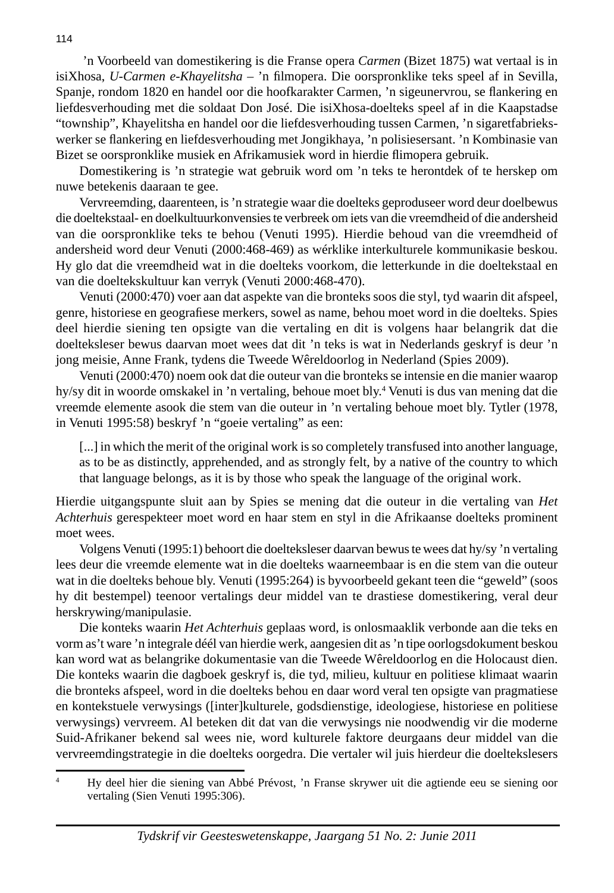’n Voorbeeld van domestikering is die Franse opera *Carmen* (Bizet 1875) wat vertaal is in isiXhosa, *U-Carmen e-Khayelitsha* – ’n filmopera. Die oorspronklike teks speel af in Sevilla, Spanje, rondom 1820 en handel oor die hoofkarakter Carmen, ’n sigeunervrou, se flankering en liefdesverhouding met die soldaat Don José. Die isiXhosa-doelteks speel af in die Kaapstadse “township”, Khayelitsha en handel oor die liefdesverhouding tussen Carmen, ’n sigaretfabriekswerker se flankering en liefdesverhouding met Jongikhaya, ’n polisiesersant. ’n Kombinasie van Bizet se oorspronklike musiek en Afrikamusiek word in hierdie flimopera gebruik.

Domestikering is ’n strategie wat gebruik word om ’n teks te herontdek of te herskep om nuwe betekenis daaraan te gee.

Vervreemding, daarenteen, is ’n strategie waar die doelteks geproduseer word deur doelbewus die doeltekstaal- en doelkultuurkonvensies te verbreek om iets van die vreemdheid of die andersheid van die oorspronklike teks te behou (Venuti 1995). Hierdie behoud van die vreemdheid of andersheid word deur Venuti (2000:468-469) as wérklike interkulturele kommunikasie beskou. Hy glo dat die vreemdheid wat in die doelteks voorkom, die letterkunde in die doeltekstaal en van die doeltekskultuur kan verryk (Venuti 2000:468-470).

Venuti (2000:470) voer aan dat aspekte van die bronteks soos die styl, tyd waarin dit afspeel, genre, historiese en geografiese merkers, sowel as name, behou moet word in die doelteks. Spies deel hierdie siening ten opsigte van die vertaling en dit is volgens haar belangrik dat die doelteksleser bewus daarvan moet wees dat dit ’n teks is wat in Nederlands geskryf is deur ’n jong meisie, Anne Frank, tydens die Tweede Wêreldoorlog in Nederland (Spies 2009).

Venuti (2000:470) noem ook dat die outeur van die bronteks se intensie en die manier waarop hy/sy dit in woorde omskakel in ’n vertaling, behoue moet bly.[4] Venuti is dus van mening dat die vreemde elemente asook die stem van die outeur in ’n vertaling behoue moet bly. Tytler (1978, in Venuti 1995:58) beskryf ’n “goeie vertaling” as een:

> [...] in which the merit of the original work is so completely transfused into another language, as to be as distinctly, apprehended, and as strongly felt, by a native of the country to which that language belongs, as it is by those who speak the language of the original work.

Hierdie uitgangspunte sluit aan by Spies se mening dat die outeur in die vertaling van *Het Achterhuis* gerespekteer moet word en haar stem en styl in die Afrikaanse doelteks prominent moet wees.

Volgens Venuti (1995:1) behoort die doelteksleser daarvan bewus te wees dat hy/sy ’n vertaling lees deur die vreemde elemente wat in die doelteks waarneembaar is en die stem van die outeur wat in die doelteks behoue bly. Venuti (1995:264) is byvoorbeeld gekant teen die “geweld” (soos hy dit bestempel) teenoor vertalings deur middel van te drastiese domestikering, veral deur herskrywing/manipulasie.

Die konteks waarin *Het Achterhuis* geplaas word, is onlosmaaklik verbonde aan die teks en vorm as’t ware ’n integrale déél van hierdie werk, aangesien dit as ’n tipe oorlogsdokument beskou kan word wat as belangrike dokumentasie van die Tweede Wêreldoorlog en die Holocaust dien. Die konteks waarin die dagboek geskryf is, die tyd, milieu, kultuur en politiese klimaat waarin die bronteks afspeel, word in die doelteks behou en daar word veral ten opsigte van pragmatiese en kontekstuele verwysings ([inter]kulturele, godsdienstige, ideologiese, historiese en politiese verwysings) vervreem. Al beteken dit dat van die verwysings nie noodwendig vir die moderne Suid-Afrikaner bekend sal wees nie, word kulturele faktore deurgaans deur middel van die vervreemdingstrategie in die doelteks oorgedra. Die vertaler wil juis hierdeur die doelteksle sers

---

[4] Hy deel hier die siening van Abbé Prévost, ’n Franse skrywer uit die agtiende eeu se siening oor vertaling (Sien Venuti 1995:306).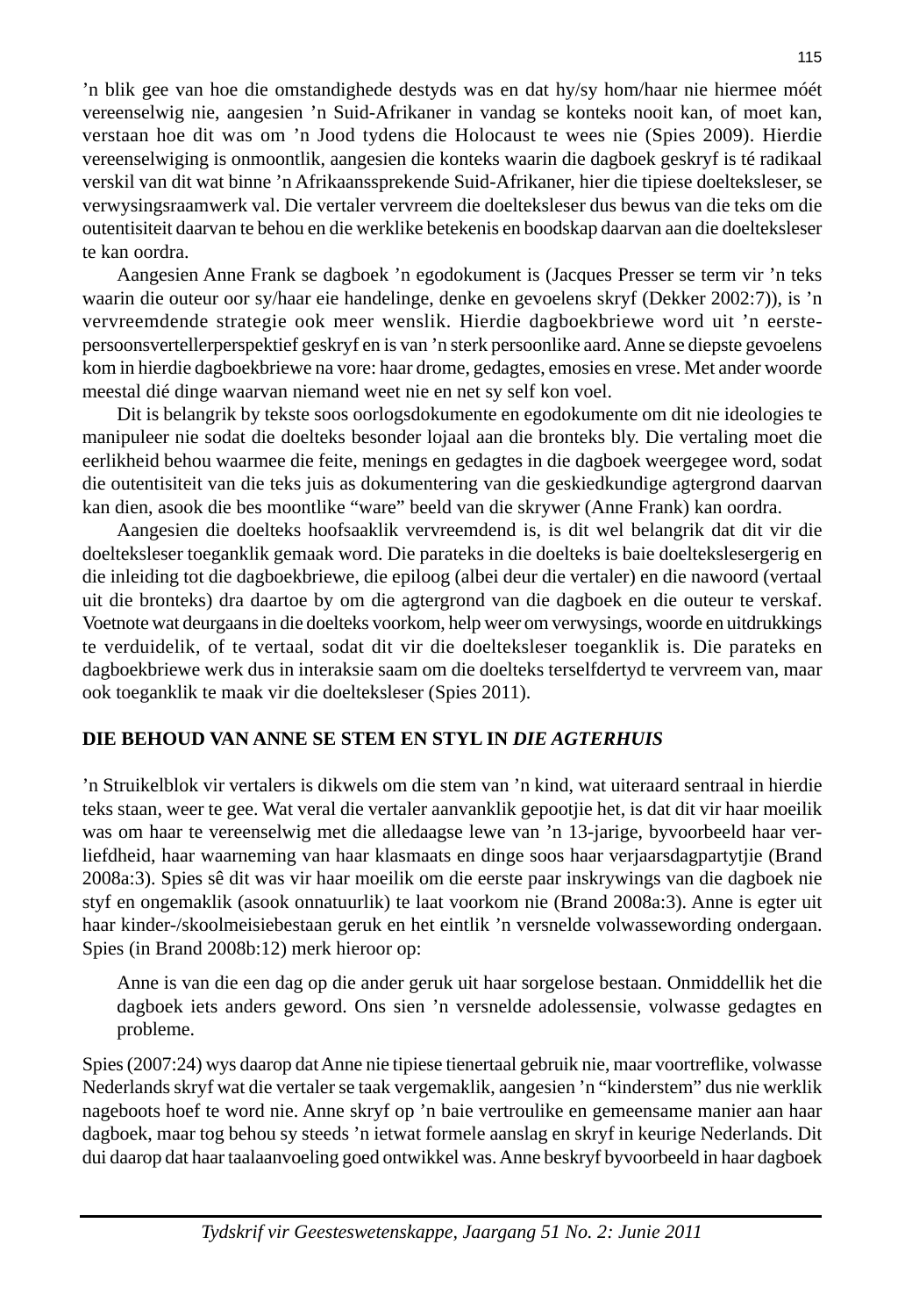’n blik gee van hoe die omstandighede destyds was en dat hy/sy hom/haar nie hiermee móét vereenselwig nie, aangesien ’n Suid-Afrikaner in vandag se konteks nooit kan, of moet kan, verstaan hoe dit was om ’n Jood tydens die Holocaust te wees nie (Spies 2009). Hierdie vereenselwiging is onmoontlik, aangesien die konteks waarin die dagboek geskryf is té radikaal verskil van dit wat binne ’n Afrikaanssprekende Suid-Afrikaner, hier die tipiese doelteksleser, se verwysingsraamwerk val. Die vertaler vervreem die doelteksleser dus bewus van die teks om die outentisiteit daarvan te behou en die werklike betekenis en boodskap daarvan aan die doelteksleser te kan oordra.

Aangesien Anne Frank se dagboek ’n egodokument is (Jacques Presser se term vir ’n teks waarin die outeur oor sy/haar eie handelinge, denke en gevoelens skryf (Dekker 2002:7)), is ’n vervreemdende strategie ook meer wenslik. Hierdie dagboekbriewe word uit ’n eerste-persoonsvertellerperspektief geskryf en is van ’n sterk persoonlike aard. Anne se diepste gevoelens kom in hierdie dagboekbriewe na vore: haar drome, gedagtes, emosies en vrese. Met ander woorde meestal dié dinge waarvan niemand weet nie en net sy self kon voel.

Dit is belangrik by tekste soos oorlogsdokumente en egodokumente om dit nie ideologies te manipuleer nie sodat die doelteks besonder lojaal aan die bronteks bly. Die vertaling moet die eerlikheid behou waarmee die feite, menings en gedagtes in die dagboek weergegee word, sodat die outentisiteit van die teks juis as dokumentering van die geskiedkundige agtergrond daarvan kan dien, asook die bes moontlike “ware” beeld van die skrywer (Anne Frank) kan oordra.

Aangesien die doelteks hoofsaaklik vervreemdend is, is dit wel belangrik dat dit vir die doelteksleser toeganklik gemaak word. Die parateks in die doelteks is baie doeltekslesergerig en die inleiding tot die dagboekbriewe, die epiloog (albei deur die vertaler) en die nawoord (vertaal uit die bronteks) dra daartoe by om die agtergrond van die dagboek en die outeur te verskaf. Voetnote wat deurgaans in die doelteks voorkom, help weer om verwysings, woorde en uitdrukkings te verduidelik, of te vertaal, sodat dit vir die doelteksleser toeganklik is. Die parateks en dagboekbriewe werk dus in interaksie saam om die doelteks terselfdertyd te vervreem van, maar ook toeganklik te maak vir die doelteksleser (Spies 2011).

## DIE BEHOUD VAN ANNE SE STEM EN STYL IN *DIE AGTERHUIS*

’n Struikelblok vir vertalers is dikwels om die stem van ’n kind, wat uiteraard sentraal in hierdie teks staan, weer te gee. Wat veral die vertaler aanvanklik gepootjie het, is dat dit vir haar moeilik was om haar te vereenselwig met die alledaagse lewe van ’n 13-jarige, byvoorbeeld haar verliefdheid, haar waarneming van haar klasmaats en dinge soos haar verjaarsdagpartytjie (Brand 2008a:3). Spies sê dit was vir haar moeilik om die eerste paar inskrywings van die dagboek nie styf en ongemaklik (asook onnatuurlik) te laat voorkom nie (Brand 2008a:3). Anne is egter uit haar kinder-/skoolmeisiebestaan geruk en het eintlik ’n versnelde volwassewording ondergaan. Spies (in Brand 2008b:12) merk hieroor op:

> Anne is van die een dag op die ander geruk uit haar sorgelose bestaan. Onmiddellik het die dagboek iets anders geword. Ons sien ’n versnelde adolessensie, volwasse gedagtes en probleme.

Spies (2007:24) wys daarop dat Anne nie tipiese tienertaal gebruik nie, maar voortreflike, volwasse Nederlands skryf wat die vertaler se taak vergemaklik, aangesien ’n “kinderstem” dus nie werklik nageboots hoef te word nie. Anne skryf op ’n baie vertroulike en gemeensame manier aan haar dagboek, maar tog behou sy steeds ’n ietwat formele aanslag en skryf in keurige Nederlands. Dit dui daarop dat haar taalaanvoeling goed ontwikkel was. Anne beskryf byvoorbeeld in haar dagboek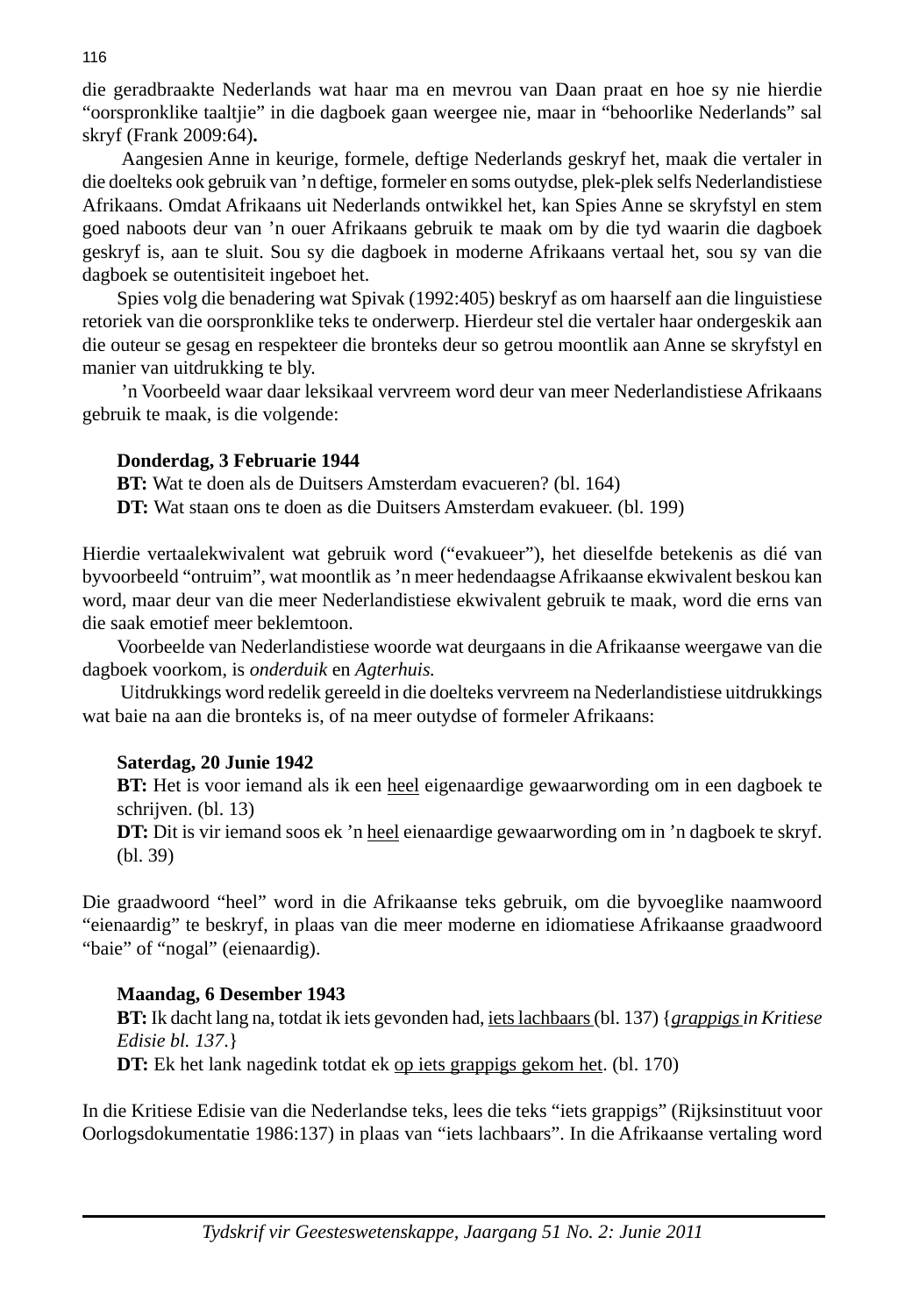die geradbraakte Nederlands wat haar ma en mevrou van Daan praat en hoe sy nie hierdie "oorspronklike taaltjie" in die dagboek gaan weergee nie, maar in "behoorlike Nederlands" sal skryf (Frank 2009:64)**.**

Aangesien Anne in keurige, formele, deftige Nederlands geskryf het, maak die vertaler in die doelteks ook gebruik van 'n deftige, formeler en soms outydse, plek-plek selfs Nederlandistiese Afrikaans. Omdat Afrikaans uit Nederlands ontwikkel het, kan Spies Anne se skryfstyl en stem goed naboots deur van 'n ouer Afrikaans gebruik te maak om by die tyd waarin die dagboek geskryf is, aan te sluit. Sou sy die dagboek in moderne Afrikaans vertaal het, sou sy van die dagboek se outentisiteit ingeboet het.

Spies volg die benadering wat Spivak (1992:405) beskryf as om haarself aan die linguistiese retoriek van die oorspronklike teks te onderwerp. Hierdeur stel die vertaler haar ondergeskik aan die outeur se gesag en respekteer die bronteks deur so getrou moontlik aan Anne se skryfstyl en manier van uitdrukking te bly.

'n Voorbeeld waar daar leksikaal vervreem word deur van meer Nederlandistiese Afrikaans gebruik te maak, is die volgende:

**Donderdag, 3 Februarie 1944**
**BT:** Wat te doen als de Duitsers Amsterdam evacueren? (bl. 164)
**DT:** Wat staan ons te doen as die Duitsers Amsterdam evakueer. (bl. 199)

Hierdie vertaalekwivalent wat gebruik word ("evakueer"), het dieselfde betekenis as dié van byvoorbeeld "ontruim", wat moontlik as 'n meer hedendaagse Afrikaanse ekwivalent beskou kan word, maar deur van die meer Nederlandistiese ekwivalent gebruik te maak, word die erns van die saak emotief meer beklemtoon.

Voorbeelde van Nederlandistiese woorde wat deurgaans in die Afrikaanse weergawe van die dagboek voorkom, is *onderduik* en *Agterhuis.*

Uitdrukkings word redelik gereeld in die doelteks vervreem na Nederlandistiese uitdrukkings wat baie na aan die bronteks is, of na meer outydse of formeler Afrikaans:

**Saterdag, 20 Junie 1942**
**BT:** Het is voor iemand als ik een <u>heel</u> eigenaardige gewaarwording om in een dagboek te schrijven. (bl. 13)
**DT:** Dit is vir iemand soos ek 'n <u>heel</u> eienaardige gewaarwording om in 'n dagboek te skryf. (bl. 39)

Die graadwoord "heel" word in die Afrikaanse teks gebruik, om die byvoeglike naamwoord "eienaardig" te beskryf, in plaas van die meer moderne en idiomatiese Afrikaanse graadwoord "baie" of "nogal" (eienaardig).

**Maandag, 6 Desember 1943**
**BT:** Ik dacht lang na, totdat ik iets gevonden had, <u>iets lachbaars</u> (bl. 137) {*<u>grappigs</u> in Kritiese Edisie bl. 137*.}
**DT:** Ek het lank nagedink totdat ek <u>op iets grappigs gekom het</u>. (bl. 170)

In die Kritiese Edisie van die Nederlandse teks, lees die teks "iets grappigs" (Rijksinstituut voor Oorlogsdokumentatie 1986:137) in plaas van "iets lachbaars". In die Afrikaanse vertaling word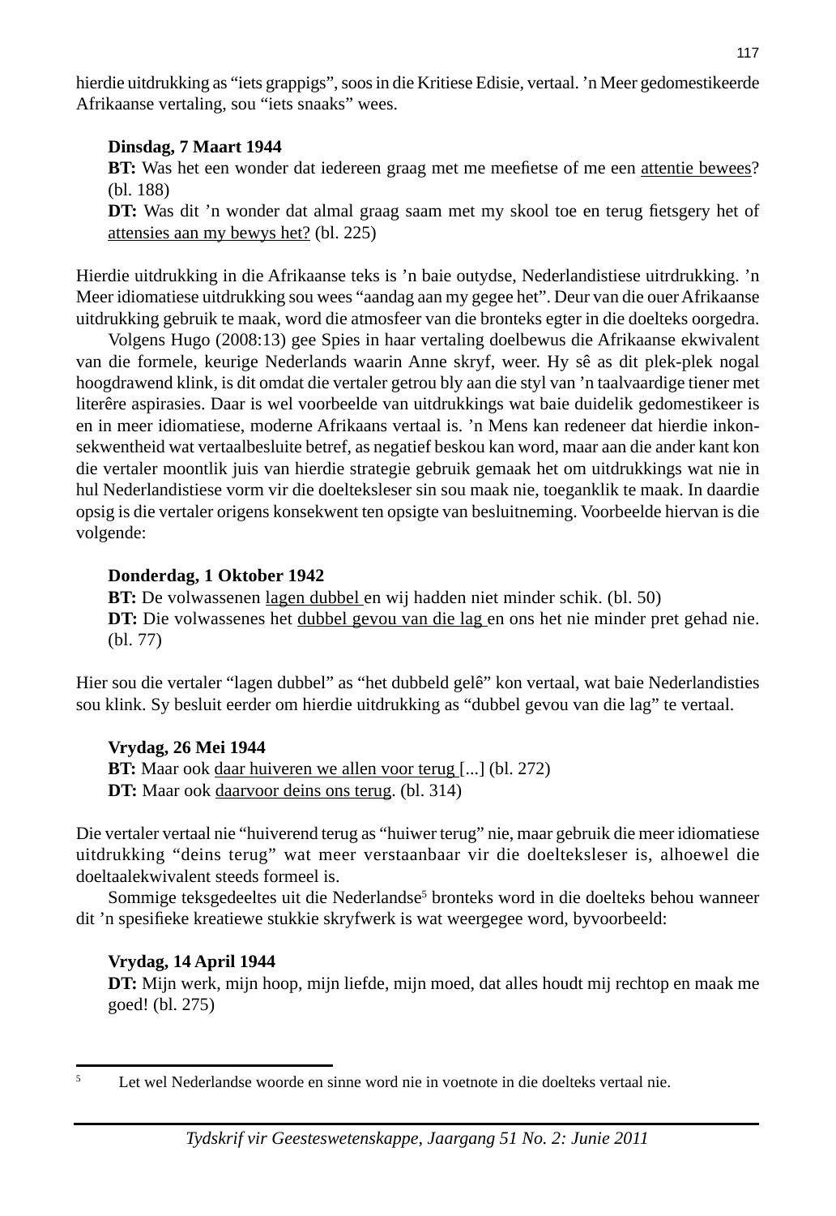hierdie uitdrukking as "iets grappigs", soos in die Kritiese Edisie, vertaal. 'n Meer gedomestikeerde Afrikaanse vertaling, sou "iets snaaks" wees.

**Dinsdag, 7 Maart 1944**
**BT:** Was het een wonder dat iedereen graag met me meefietse of me een attentie bewees? (bl. 188)
**DT:** Was dit 'n wonder dat almal graag saam met my skool toe en terug fietsgery het of attensies aan my bewys het? (bl. 225)

Hierdie uitdrukking in die Afrikaanse teks is 'n baie outydse, Nederlandistiese uitrdrukking. 'n Meer idiomatiese uitdrukking sou wees "aandag aan my gegee het". Deur van die ouer Afrikaanse uitdrukking gebruik te maak, word die atmosfeer van die bronteks egter in die doelteks oorgedra.

Volgens Hugo (2008:13) gee Spies in haar vertaling doelbewus die Afrikaanse ekwivalent van die formele, keurige Nederlands waarin Anne skryf, weer. Hy sê as dit plek-plek nogal hoogdrawend klink, is dit omdat die vertaler getrou bly aan die styl van 'n taalvaardige tiener met literêre aspirasies. Daar is wel voorbeelde van uitdrukkings wat baie duidelik gedomestikeer is en in meer idiomatiese, moderne Afrikaans vertaal is. 'n Mens kan redeneer dat hierdie inkonsekwentheid wat vertaalbesluite betref, as negatief beskou kan word, maar aan die ander kant kon die vertaler moontlik juis van hierdie strategie gebruik gemaak het om uitdrukkings wat nie in hul Nederlandistiese vorm vir die doelteksleser sin sou maak nie, toeganklik te maak. In daardie opsig is die vertaler origens konsekwent ten opsigte van besluitneming. Voorbeelde hiervan is die volgende:

**Donderdag, 1 Oktober 1942**
**BT:** De volwassenen lagen dubbel en wij hadden niet minder schik. (bl. 50)
**DT:** Die volwassenes het dubbel gevou van die lag en ons het nie minder pret gehad nie. (bl. 77)

Hier sou die vertaler "lagen dubbel" as "het dubbeld gelê" kon vertaal, wat baie Nederlandisties sou klink. Sy besluit eerder om hierdie uitdrukking as "dubbel gevou van die lag" te vertaal.

**Vrydag, 26 Mei 1944**
**BT:** Maar ook daar huiveren we allen voor terug [...] (bl. 272)
**DT:** Maar ook daarvoor deins ons terug. (bl. 314)

Die vertaler vertaal nie "huiverend terug as "huiwer terug" nie, maar gebruik die meer idiomatiese uitdrukking "deins terug" wat meer verstaanbaar vir die doelteksleser is, alhoewel die doeltaalekwivalent steeds formeel is.

Sommige teksgedeeltes uit die Nederlandse[5] bronteks word in die doelteks behou wanneer dit 'n spesifieke kreatiewe stukkie skryfwerk is wat weergegee word, byvoorbeeld:

**Vrydag, 14 April 1944**
**DT:** Mijn werk, mijn hoop, mijn liefde, mijn moed, dat alles houdt mij rechtop en maak me goed! (bl. 275)

[5] Let wel Nederlandse woorde en sinne word nie in voetnote in die doelteks vertaal nie.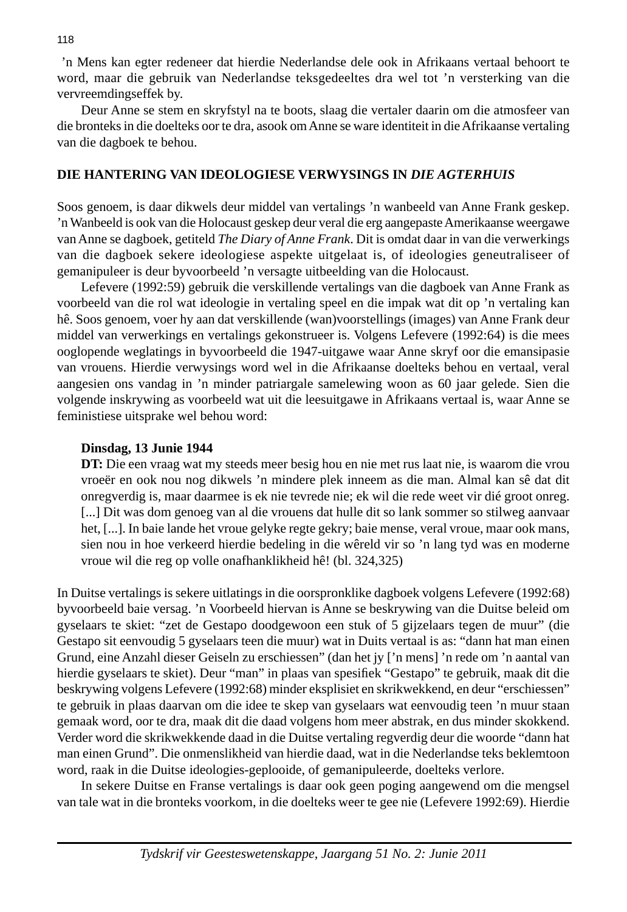’n Mens kan egter redeneer dat hierdie Nederlandse dele ook in Afrikaans vertaal behoort te word, maar die gebruik van Nederlandse teksgedeeltes dra wel tot ’n versterking van die vervreemdingseffek by.

Deur Anne se stem en skryfstyl na te boots, slaag die vertaler daarin om die atmosfeer van die bronteks in die doelteks oor te dra, asook om Anne se ware identiteit in die Afrikaanse vertaling van die dagboek te behou.

## DIE HANTERING VAN IDEOLOGIESE VERWYSINGS IN *DIE AGTERHUIS*

Soos genoem, is daar dikwels deur middel van vertalings ’n wanbeeld van Anne Frank geskep. ’n Wanbeeld is ook van die Holocaust geskep deur veral die erg aangepaste Amerikaanse weergawe van Anne se dagboek, getiteld *The Diary of Anne Frank*. Dit is omdat daar in van die verwerkings van die dagboek sekere ideologiese aspekte uitgelaat is, of ideologies geneutraliseer of gemanipuleer is deur byvoorbeeld ’n versagte uitbeelding van die Holocaust.

Lefevere (1992:59) gebruik die verskillende vertalings van die dagboek van Anne Frank as voorbeeld van die rol wat ideologie in vertaling speel en die impak wat dit op ’n vertaling kan hê. Soos genoem, voer hy aan dat verskillende (wan)voorstellings (images) van Anne Frank deur middel van verwerkings en vertalings gekonstrueer is. Volgens Lefevere (1992:64) is die mees ooglopende weglatings in byvoorbeeld die 1947-uitgawe waar Anne skryf oor die emansipasie van vrouens. Hierdie verwysings word wel in die Afrikaanse doelteks behou en vertaal, veral aangesien ons vandag in ’n minder patriargale samelewing woon as 60 jaar gelede. Sien die volgende inskrywing as voorbeeld wat uit die leesuitgawe in Afrikaans vertaal is, waar Anne se feministiese uitsprake wel behou word:

> **Dinsdag, 13 Junie 1944**
> **DT:** Die een vraag wat my steeds meer besig hou en nie met rus laat nie, is waarom die vrou vroeër en ook nou nog dikwels ’n mindere plek inneem as die man. Almal kan sê dat dit onregverdig is, maar daarmee is ek nie tevrede nie; ek wil die rede weet vir dié groot onreg. [...] Dit was dom genoeg van al die vrouens dat hulle dit so lank sommer so stilweg aanvaar het, [...]. In baie lande het vroue gelyke regte gekry; baie mense, veral vroue, maar ook mans, sien nou in hoe verkeerd hierdie bedeling in die wêreld vir so ’n lang tyd was en moderne vroue wil die reg op volle onafhanklikheid hê! (bl. 324,325)

In Duitse vertalings is sekere uitlatings in die oorspronklike dagboek volgens Lefevere (1992:68) byvoorbeeld baie versag. ’n Voorbeeld hiervan is Anne se beskrywing van die Duitse beleid om gyselaars te skiet: “zet de Gestapo doodgewoon een stuk of 5 gijzelaars tegen de muur” (die Gestapo sit eenvoudig 5 gyselaars teen die muur) wat in Duits vertaal is as: “dann hat man einen Grund, eine Anzahl dieser Geiseln zu erschiessen” (dan het jy [’n mens] ’n rede om ’n aantal van hierdie gyselaars te skiet). Deur “man” in plaas van spesifiek “Gestapo” te gebruik, maak dit die beskrywing volgens Lefevere (1992:68) minder eksplisiet en skrikwekkend, en deur “erschiessen” te gebruik in plaas daarvan om die idee te skep van gyselaars wat eenvoudig teen ’n muur staan gemaak word, oor te dra, maak dit die daad volgens hom meer abstrak, en dus minder skokkend. Verder word die skrikwekkende daad in die Duitse vertaling regverdig deur die woorde “dann hat man einen Grund”. Die onmenslikheid van hierdie daad, wat in die Nederlandse teks beklemtoon word, raak in die Duitse ideologies-geplooide, of gemanipuleerde, doelteks verlore.

In sekere Duitse en Franse vertalings is daar ook geen poging aangewend om die mengsel van tale wat in die bronteks voorkom, in die doelteks weer te gee nie (Lefevere 1992:69). Hierdie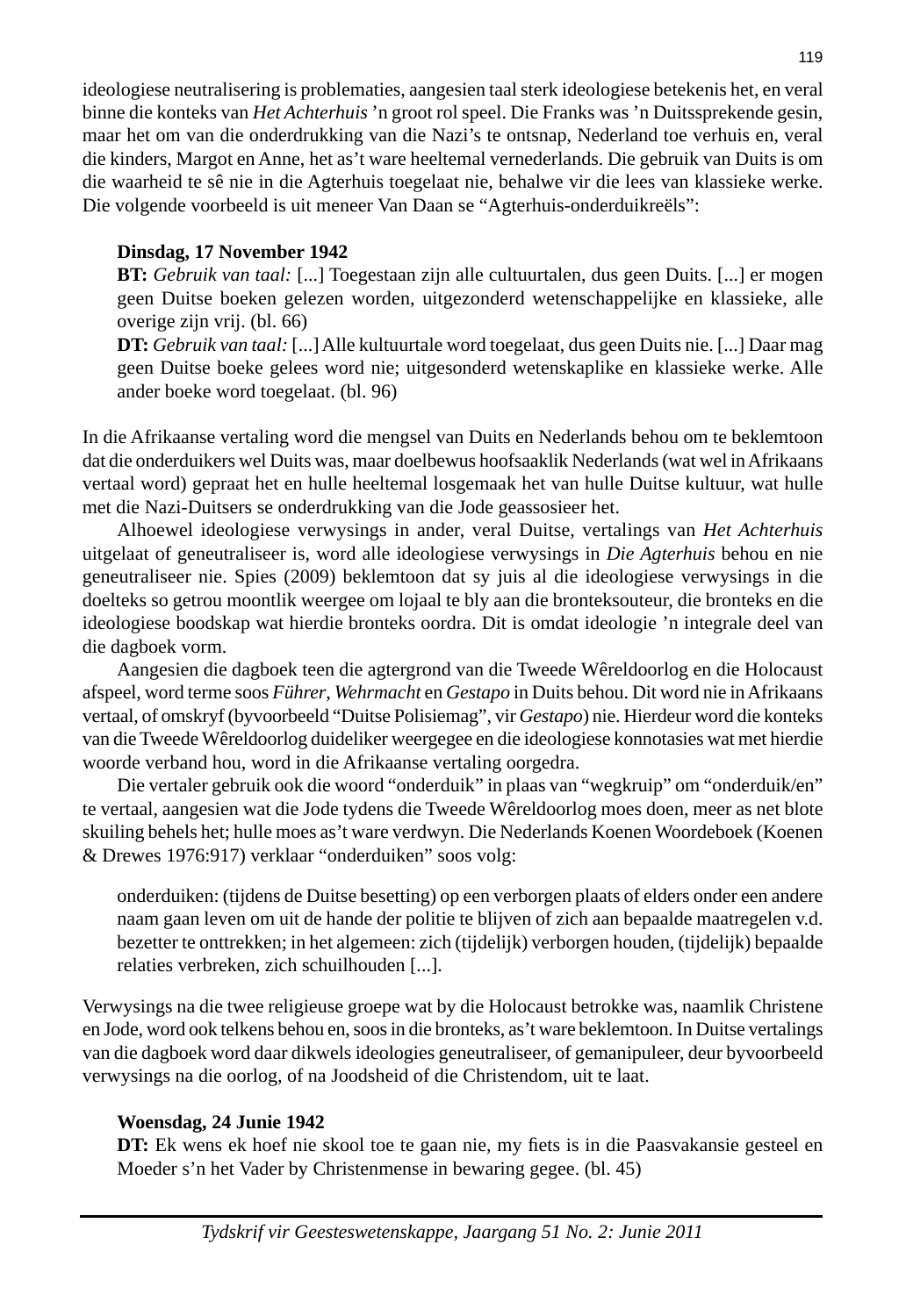ideologiese neutralisering is problematies, aangesien taal sterk ideologiese betekenis het, en veral binne die konteks van *Het Achterhuis* 'n groot rol speel. Die Franks was 'n Duitssprekende gesin, maar het om van die onderdrukking van die Nazi's te ontsnap, Nederland toe verhuis en, veral die kinders, Margot en Anne, het as't ware heeltemal vernederlands. Die gebruik van Duits is om die waarheid te sê nie in die Agterhuis toegelaat nie, behalwe vir die lees van klassieke werke. Die volgende voorbeeld is uit meneer Van Daan se "Agterhuis-onderduikreëls":

> **Dinsdag, 17 November 1942**
> **BT:** *Gebruik van taal:* [...] Toegestaan zijn alle cultuurtalen, dus geen Duits. [...] er mogen geen Duitse boeken gelezen worden, uitgezonderd wetenschappelijke en klassieke, alle overige zijn vrij. (bl. 66)
> **DT:** *Gebruik van taal:* [...] Alle kultuurtale word toegelaat, dus geen Duits nie. [...] Daar mag geen Duitse boeke gelees word nie; uitgesonderd wetenskaplike en klassieke werke. Alle ander boeke word toegelaat. (bl. 96)

In die Afrikaanse vertaling word die mengsel van Duits en Nederlands behou om te beklemtoon dat die onderduikers wel Duits was, maar doelbewus hoofsaaklik Nederlands (wat wel in Afrikaans vertaal word) gepraat het en hulle heeltemal losgemaak het van hulle Duitse kultuur, wat hulle met die Nazi-Duitsers se onderdrukking van die Jode geassosieer het.

Alhoewel ideologiese verwysings in ander, veral Duitse, vertalings van *Het Achterhuis* uitgelaat of geneutraliseer is, word alle ideologiese verwysings in *Die Agterhuis* behou en nie geneutraliseer nie. Spies (2009) beklemtoon dat sy juis al die ideologiese verwysings in die doelteks so getrou moontlik weergee om lojaal te bly aan die bronteksouteur, die bronteks en die ideologiese boodskap wat hierdie bronteks oordra. Dit is omdat ideologie 'n integrale deel van die dagboek vorm.

Aangesien die dagboek teen die agtergrond van die Tweede Wêreldoorlog en die Holocaust afspeel, word terme soos *Führer*, *Wehrmacht* en *Gestapo* in Duits behou. Dit word nie in Afrikaans vertaal, of omskryf (byvoorbeeld "Duitse Polisiemag", vir *Gestapo*) nie. Hierdeur word die konteks van die Tweede Wêreldoorlog duideliker weergegee en die ideologiese konnotasies wat met hierdie woorde verband hou, word in die Afrikaanse vertaling oorgedra.

Die vertaler gebruik ook die woord "onderduik" in plaas van "wegkruip" om "onderduik/en" te vertaal, aangesien wat die Jode tydens die Tweede Wêreldoorlog moes doen, meer as net blote skuiling behels het; hulle moes as't ware verdwyn. Die Nederlands Koenen Woordeboek (Koenen & Drewes 1976:917) verklaar "onderduiken" soos volg:

> onderduiken: (tijdens de Duitse besetting) op een verborgen plaats of elders onder een andere naam gaan leven om uit de hande der politie te blijven of zich aan bepaalde maatregelen v.d. bezetter te onttrekken; in het algemeen: zich (tijdelijk) verborgen houden, (tijdelijk) bepaalde relaties verbreken, zich schuilhouden [...].

Verwysings na die twee religieuse groepe wat by die Holocaust betrokke was, naamlik Christene en Jode, word ook telkens behou en, soos in die bronteks, as't ware beklemtoon. In Duitse vertalings van die dagboek word daar dikwels ideologies geneutraliseer, of gemanipuleer, deur byvoorbeeld verwysings na die oorlog, of na Joodsheid of die Christendom, uit te laat.

> **Woensdag, 24 Junie 1942**
> **DT:** Ek wens ek hoef nie skool toe te gaan nie, my fiets is in die Paasvakansie gesteel en Moeder s'n het Vader by Christenmense in bewaring gegee. (bl. 45)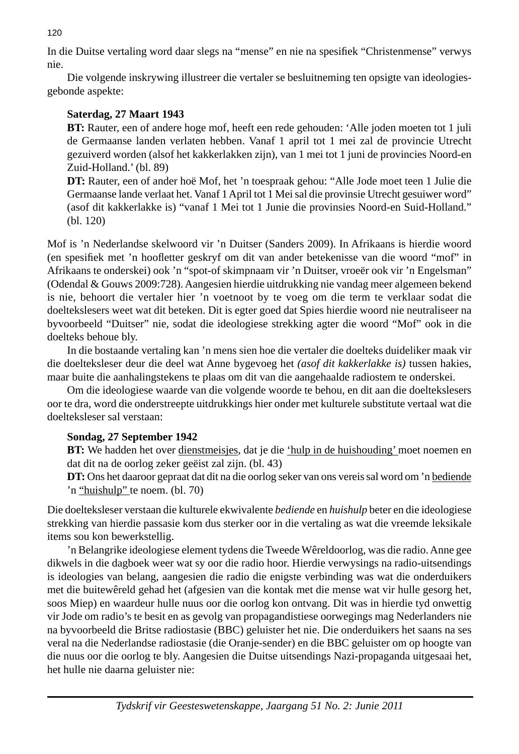In die Duitse vertaling word daar slegs na "mense" en nie na spesifiek "Christenmense" verwys nie.

Die volgende inskrywing illustreer die vertaler se besluitneming ten opsigte van ideologiesgebonde aspekte:

> **Saterdag, 27 Maart 1943**
>
> **BT:** Rauter, een of andere hoge mof, heeft een rede gehouden: 'Alle joden moeten tot 1 juli de Germaanse landen verlaten hebben. Vanaf 1 april tot 1 mei zal de provincie Utrecht gezuiverd worden (alsof het kakkerlakken zijn), van 1 mei tot 1 juni de provincies Noord-en Zuid-Holland.' (bl. 89)
>
> **DT:** Rauter, een of ander hoë Mof, het 'n toespraak gehou: "Alle Jode moet teen 1 Julie die Germaanse lande verlaat het. Vanaf 1 April tot 1 Mei sal die provinsie Utrecht gesuiwer word" (asof dit kakkerlakke is) "vanaf 1 Mei tot 1 Junie die provinsies Noord-en Suid-Holland." (bl. 120)

Mof is 'n Nederlandse skelwoord vir 'n Duitser (Sanders 2009). In Afrikaans is hierdie woord (en spesifiek met 'n hoofletter geskryf om dit van ander betekenisse van die woord "mof" in Afrikaans te onderskei) ook 'n "spot-of skimpnaam vir 'n Duitser, vroeër ook vir 'n Engelsman" (Odendal & Gouws 2009:728). Aangesien hierdie uitdrukking nie vandag meer algemeen bekend is nie, behoort die vertaler hier 'n voetnoot by te voeg om die term te verklaar sodat die doelteks­lesers weet wat dit beteken. Dit is egter goed dat Spies hierdie woord nie neutraliseer na byvoorbeeld "Duitser" nie, sodat die ideologiese strekking agter die woord "Mof" ook in die doelteks behoue bly.

In die bostaande vertaling kan 'n mens sien hoe die vertaler die doelteks duideliker maak vir die doelteksleser deur die deel wat Anne bygevoeg het *(asof dit kakkerlakke is)* tussen hakies, maar buite die aanhalingstekens te plaas om dit van die aangehaalde radiostem te onderskei.

Om die ideologiese waarde van die volgende woorde te behou, en dit aan die doelteks­lesers oor te dra, word die onderstreepte uitdrukkings hier onder met kulturele substitute vertaal wat die doelteksleser sal verstaan:

> **Sondag, 27 September 1942**
>
> **BT:** We hadden het over <u>dienstmeisjes</u>, dat je die <u>'hulp in de huishouding'</u> moet noemen en dat dit na de oorlog zeker geëist zal zijn. (bl. 43)
>
> **DT:** Ons het daaroor gepraat dat dit na die oorlog seker van ons vereis sal word om 'n <u>bediende</u> 'n <u>"huishulp"</u> te noem. (bl. 70)

Die doelteksleser verstaan die kulturele ekwivalente *bediende* en *huishulp* beter en die ideologiese strekking van hierdie passasie kom dus sterker oor in die vertaling as wat die vreemde leksikale items sou kon bewerkstellig.

'n Belangrike ideologiese element tydens die Tweede Wêreldoorlog, was die radio. Anne gee dikwels in die dagboek weer wat sy oor die radio hoor. Hierdie verwysings na radio-uitsendings is ideologies van belang, aangesien die radio die enigste verbinding was wat die onderduikers met die buitewêreld gehad het (afgesien van die kontak met die mense wat vir hulle gesorg het, soos Miep) en waardeur hulle nuus oor die oorlog kon ontvang. Dit was in hierdie tyd onwettig vir Jode om radio's te besit en as gevolg van propagandistiese oorwegings mag Nederlanders nie na byvoorbeeld die Britse radiostasie (BBC) geluister het nie. Die onderduikers het saans na ses veral na die Nederlandse radiostasie (die Oranje-sender) en die BBC geluister om op hoogte van die nuus oor die oorlog te bly. Aangesien die Duitse uitsendings Nazi-propaganda uitgesaai het, het hulle nie daarna geluister nie: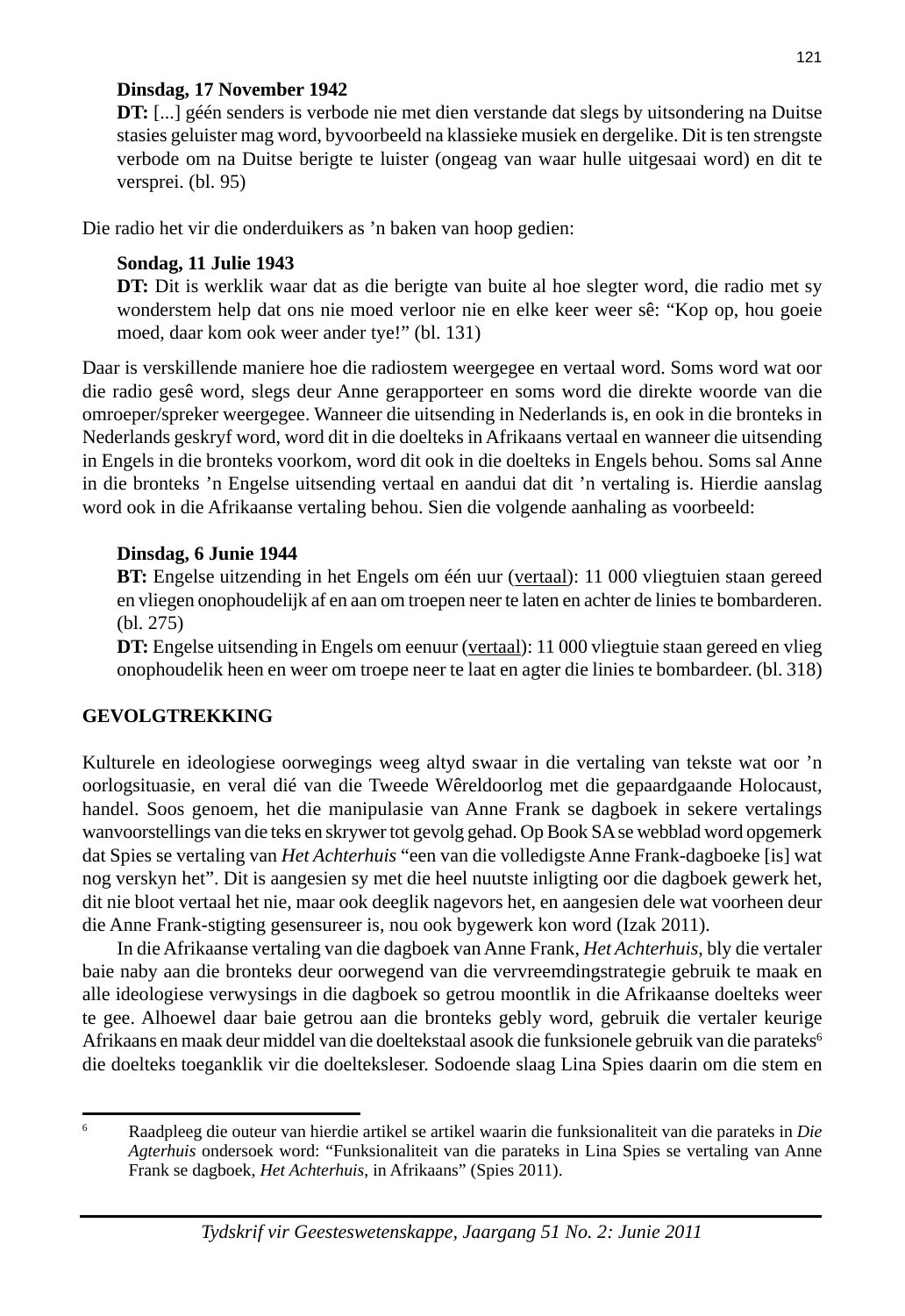**Dinsdag, 17 November 1942**

**DT:** [...] géén senders is verbode nie met dien verstande dat slegs by uitsondering na Duitse stasies geluister mag word, byvoorbeeld na klassieke musiek en dergelike. Dit is ten strengste verbode om na Duitse berigte te luister (ongeag van waar hulle uitgesaai word) en dit te versprei. (bl. 95)

Die radio het vir die onderduikers as 'n baken van hoop gedien:

**Sondag, 11 Julie 1943**

**DT:** Dit is werklik waar dat as die berigte van buite al hoe slegter word, die radio met sy wonderstem help dat ons nie moed verloor nie en elke keer weer sê: "Kop op, hou goeie moed, daar kom ook weer ander tye!" (bl. 131)

Daar is verskillende maniere hoe die radiostem weergegee en vertaal word. Soms word wat oor die radio gesê word, slegs deur Anne gerapporteer en soms word die direkte woorde van die omroeper/spreker weergegee. Wanneer die uitsending in Nederlands is, en ook in die bronteks in Nederlands geskryf word, word dit in die doelteks in Afrikaans vertaal en wanneer die uitsending in Engels in die bronteks voorkom, word dit ook in die doelteks in Engels behou. Soms sal Anne in die bronteks 'n Engelse uitsending vertaal en aandui dat dit 'n vertaling is. Hierdie aanslag word ook in die Afrikaanse vertaling behou. Sien die volgende aanhaling as voorbeeld:

**Dinsdag, 6 Junie 1944**

**BT:** Engelse uitzending in het Engels om één uur (vertaal): 11 000 vliegtuien staan gereed en vliegen onophoudelijk af en aan om troepen neer te laten en achter de linies te bombarderen. (bl. 275)

**DT:** Engelse uitsending in Engels om eenuur (vertaal): 11 000 vliegtuie staan gereed en vlieg onophoudelik heen en weer om troepe neer te laat en agter die linies te bombardeer. (bl. 318)

## GEVOLGTREKKING

Kulturele en ideologiese oorwegings weeg altyd swaar in die vertaling van tekste wat oor 'n oorlogsituasie, en veral dié van die Tweede Wêreldoorlog met die gepaardgaande Holocaust, handel. Soos genoem, het die manipulasie van Anne Frank se dagboek in sekere vertalings wanvoorstellings van die teks en skrywer tot gevolg gehad. Op Book SA se webblad word opgemerk dat Spies se vertaling van *Het Achterhuis* "een van die volledigste Anne Frank-dagboeke [is] wat nog verskyn het". Dit is aangesien sy met die heel nuutste inligting oor die dagboek gewerk het, dit nie bloot vertaal het nie, maar ook deeglik nagevors het, en aangesien dele wat voorheen deur die Anne Frank-stigting gesensureer is, nou ook bygewerk kon word (Izak 2011).

In die Afrikaanse vertaling van die dagboek van Anne Frank, *Het Achterhuis*, bly die vertaler baie naby aan die bronteks deur oorwegend van die vervreemdingstrategie gebruik te maak en alle ideologiese verwysings in die dagboek so getrou moontlik in die Afrikaanse doelteks weer te gee. Alhoewel daar baie getrou aan die bronteks gebly word, gebruik die vertaler keurige Afrikaans en maak deur middel van die doeltekstaal asook die funksionele gebruik van die parateks[6] die doelteks toeganklik vir die doelteksleser. Sodoende slaag Lina Spies daarin om die stem en

---

[6] Raadpleeg die outeur van hierdie artikel se artikel waarin die funksionaliteit van die parateks in *Die Agterhuis* ondersoek word: "Funksionaliteit van die parateks in Lina Spies se vertaling van Anne Frank se dagboek, *Het Achterhuis*, in Afrikaans" (Spies 2011).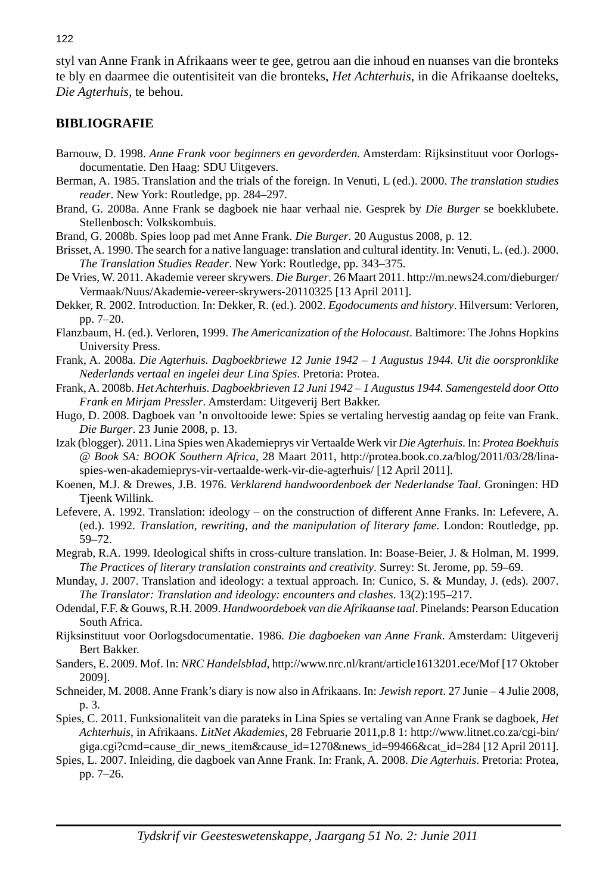styl van Anne Frank in Afrikaans weer te gee, getrou aan die inhoud en nuanses van die bronteks te bly en daarmee die outentisiteit van die bronteks, *Het Achterhuis*, in die Afrikaanse doelteks, *Die Agterhuis*, te behou.

## BIBLIOGRAFIE

Barnouw, D. 1998. *Anne Frank voor beginners en gevorderden.* Amsterdam: Rijksinstituut voor Oorlogs-documentatie. Den Haag: SDU Uitgevers.

Berman, A. 1985. Translation and the trials of the foreign. In Venuti, L (ed.). 2000. *The translation studies reader*. New York: Routledge, pp. 284–297.

Brand, G. 2008a. Anne Frank se dagboek nie haar verhaal nie. Gesprek by *Die Burger* se boekklubete. Stellenbosch: Volkskombuis.

Brand, G. 2008b. Spies loop pad met Anne Frank. *Die Burger*. 20 Augustus 2008, p. 12.

Brisset, A. 1990. The search for a native language: translation and cultural identity. In: Venuti, L. (ed.). 2000. *The Translation Studies Reader*. New York: Routledge, pp. 343–375.

De Vries, W. 2011. Akademie vereer skrywers. *Die Burger*. 26 Maart 2011. http://m.news24.com/dieburger/Vermaak/Nuus/Akademie-vereer-skrywers-20110325 [13 April 2011].

Dekker, R. 2002. Introduction. In: Dekker, R. (ed.). 2002. *Egodocuments and history*. Hilversum: Verloren, pp. 7–20.

Flanzbaum, H. (ed.). Verloren, 1999. *The Americanization of the Holocaust*. Baltimore: The Johns Hopkins University Press.

Frank, A. 2008a. *Die Agterhuis. Dagboekbriewe 12 Junie 1942 – 1 Augustus 1944. Uit die oorspronklike Nederlands vertaal en ingelei deur Lina Spies*. Pretoria: Protea.

Frank, A. 2008b. *Het Achterhuis. Dagboekbrieven 12 Juni 1942 – 1 Augustus 1944. Samengesteld door Otto Frank en Mirjam Pressler*. Amsterdam: Uitgeverij Bert Bakker.

Hugo, D. 2008. Dagboek van 'n onvoltooide lewe: Spies se vertaling hervestig aandag op feite van Frank. *Die Burger*. 23 Junie 2008, p. 13.

Izak (blogger). 2011. Lina Spies wen Akademieprys vir Vertaalde Werk vir *Die Agterhuis*. In: *Protea Boekhuis @ Book SA: BOOK Southern Africa*, 28 Maart 2011, http://protea.book.co.za/blog/2011/03/28/lina-spies-wen-akademieprys-vir-vertaalde-werk-vir-die-agterhuis/ [12 April 2011].

Koenen, M.J. & Drewes, J.B. 1976. *Verklarend handwoordenboek der Nederlandse Taal*. Groningen: HD Tjeenk Willink.

Lefevere, A. 1992. Translation: ideology – on the construction of different Anne Franks. In: Lefevere, A. (ed.). 1992. *Translation, rewriting, and the manipulation of literary fame*. London: Routledge, pp. 59–72.

Megrab, R.A. 1999. Ideological shifts in cross-culture translation. In: Boase-Beier, J. & Holman, M. 1999. *The Practices of literary translation constraints and creativity*. Surrey: St. Jerome, pp. 59–69.

Munday, J. 2007. Translation and ideology: a textual approach. In: Cunico, S. & Munday, J. (eds). 2007. *The Translator: Translation and ideology: encounters and clashes*. 13(2):195–217.

Odendal, F.F. & Gouws, R.H. 2009. *Handwoordeboek van die Afrikaanse taal*. Pinelands: Pearson Education South Africa.

Rijksinstituut voor Oorlogsdocumentatie. 1986. *Die dagboeken van Anne Frank*. Amsterdam: Uitgeverij Bert Bakker.

Sanders, E. 2009. Mof. In: *NRC Handelsblad*, http://www.nrc.nl/krant/article1613201.ece/Mof [17 Oktober 2009].

Schneider, M. 2008. Anne Frank's diary is now also in Afrikaans. In: *Jewish report*. 27 Junie – 4 Julie 2008, p. 3.

Spies, C. 2011. Funksionaliteit van die parateks in Lina Spies se vertaling van Anne Frank se dagboek, *Het Achterhuis*, in Afrikaans. *LitNet Akademies*, 28 Februarie 2011,p.8 1: http://www.litnet.co.za/cgi-bin/giga.cgi?cmd=cause_dir_news_item&cause_id=1270&news_id=99466&cat_id=284 [12 April 2011].

Spies, L. 2007. Inleiding, die dagboek van Anne Frank. In: Frank, A. 2008. *Die Agterhuis*. Pretoria: Protea, pp. 7–26.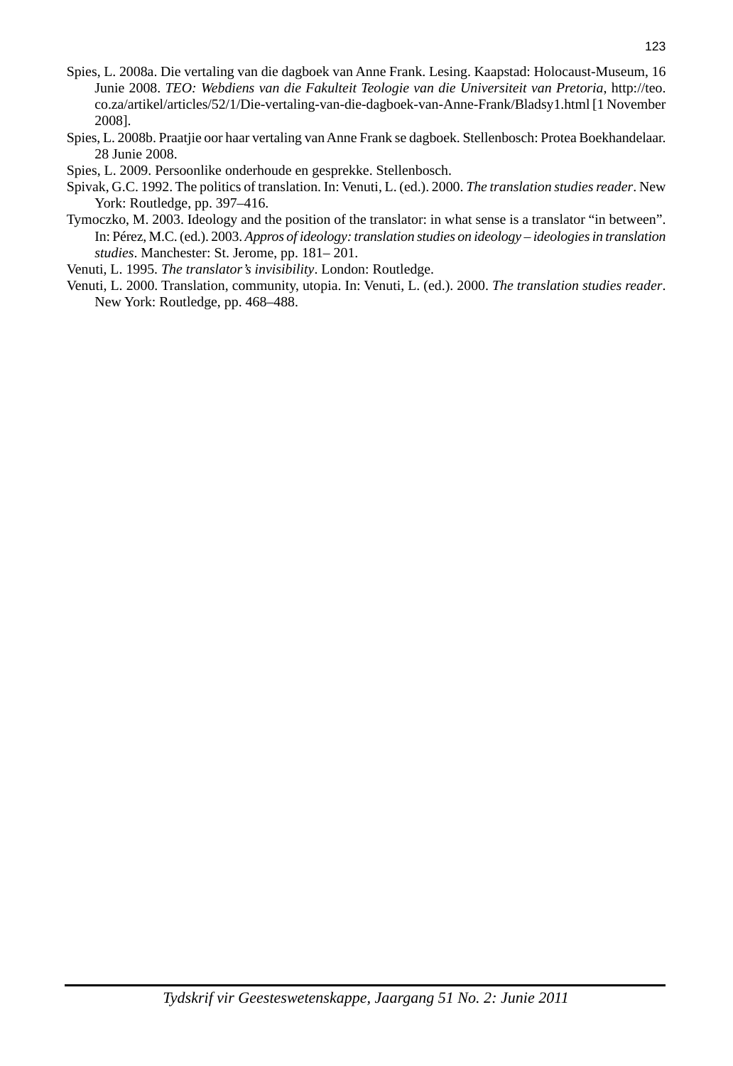Spies, L. 2008a. Die vertaling van die dagboek van Anne Frank. Lesing. Kaapstad: Holocaust-Museum, 16 Junie 2008. *TEO: Webdiens van die Fakulteit Teologie van die Universiteit van Pretoria*, http://teo.co.za/artikel/articles/52/1/Die-vertaling-van-die-dagboek-van-Anne-Frank/Bladsy1.html [1 November 2008].

Spies, L. 2008b. Praatjie oor haar vertaling van Anne Frank se dagboek. Stellenbosch: Protea Boekhandelaar. 28 Junie 2008.

Spies, L. 2009. Persoonlike onderhoude en gesprekke. Stellenbosch.

Spivak, G.C. 1992. The politics of translation. In: Venuti, L. (ed.). 2000. *The translation studies reader*. New York: Routledge, pp. 397–416.

Tymoczko, M. 2003. Ideology and the position of the translator: in what sense is a translator "in between". In: Pérez, M.C. (ed.). 2003. *Appros of ideology: translation studies on ideology – ideologies in translation studies*. Manchester: St. Jerome, pp. 181– 201.

Venuti, L. 1995. *The translator's invisibility*. London: Routledge.

Venuti, L. 2000. Translation, community, utopia. In: Venuti, L. (ed.). 2000. *The translation studies reader*. New York: Routledge, pp. 468–488.